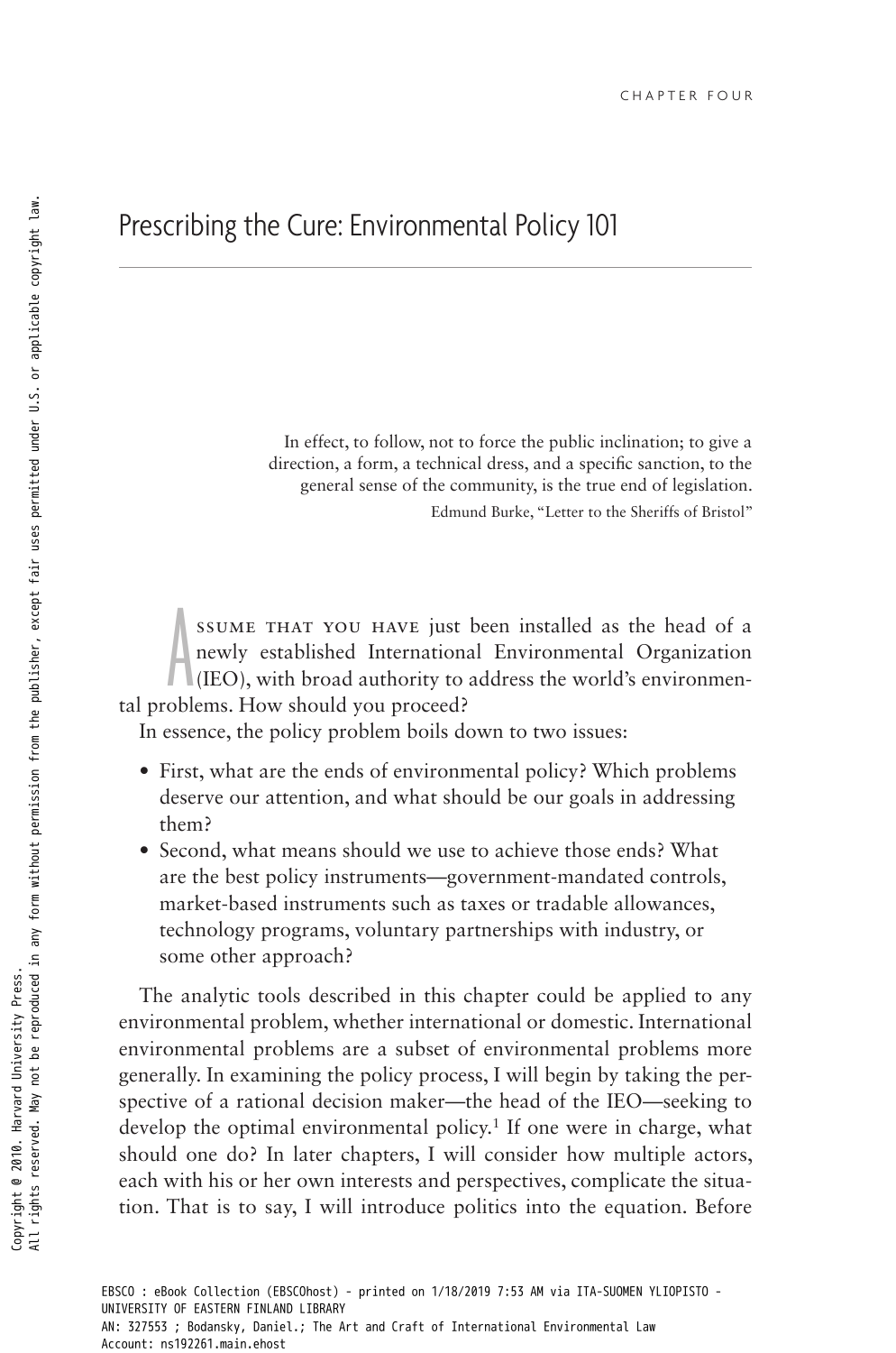CHAPTER FOUR

# Prescribing the Cure: Environmental Policy 101

> In effect, to follow, not to force the public inclination; to give a direction, a form, a technical dress, and a specific sanction, to the general sense of the community, is the true end of legislation.
>
> Edmund Burke, "Letter to the Sheriffs of Bristol"

Assume that you have just been installed as the head of a newly established International Environmental Organization (IEO), with broad authority to address the world's environmental problems. How should you proceed?

In essence, the policy problem boils down to two issues:

- First, what are the ends of environmental policy? Which problems deserve our attention, and what should be our goals in addressing them?
- Second, what means should we use to achieve those ends? What are the best policy instruments—government-mandated controls, market-based instruments such as taxes or tradable allowances, technology programs, voluntary partnerships with industry, or some other approach?

The analytic tools described in this chapter could be applied to any environmental problem, whether international or domestic. International environmental problems are a subset of environmental problems more generally. In examining the policy process, I will begin by taking the perspective of a rational decision maker—the head of the IEO—seeking to develop the optimal environmental policy.[1] If one were in charge, what should one do? In later chapters, I will consider how multiple actors, each with his or her own interests and perspectives, complicate the situation. That is to say, I will introduce politics into the equation. Before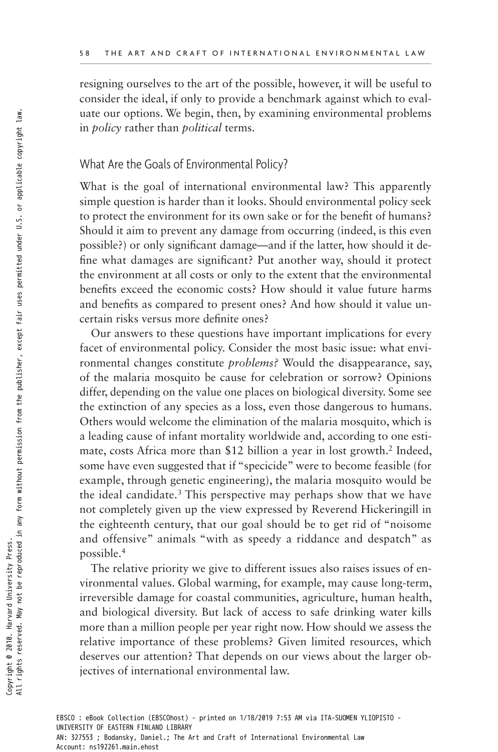resigning ourselves to the art of the possible, however, it will be useful to consider the ideal, if only to provide a benchmark against which to evaluate our options. We begin, then, by examining environmental problems in *policy* rather than *political* terms.

## What Are the Goals of Environmental Policy?

What is the goal of international environmental law? This apparently simple question is harder than it looks. Should environmental policy seek to protect the environment for its own sake or for the benefit of humans? Should it aim to prevent any damage from occurring (indeed, is this even possible?) or only significant damage—and if the latter, how should it define what damages are significant? Put another way, should it protect the environment at all costs or only to the extent that the environmental benefits exceed the economic costs? How should it value future harms and benefits as compared to present ones? And how should it value uncertain risks versus more definite ones?

Our answers to these questions have important implications for every facet of environmental policy. Consider the most basic issue: what environmental changes constitute *problems?* Would the disappearance, say, of the malaria mosquito be cause for celebration or sorrow? Opinions differ, depending on the value one places on biological diversity. Some see the extinction of any species as a loss, even those dangerous to humans. Others would welcome the elimination of the malaria mosquito, which is a leading cause of infant mortality worldwide and, according to one estimate, costs Africa more than $12 billion a year in lost growth.[2] Indeed, some have even suggested that if "specicide" were to become feasible (for example, through genetic engineering), the malaria mosquito would be the ideal candidate.[3] This perspective may perhaps show that we have not completely given up the view expressed by Reverend Hickeringill in the eighteenth century, that our goal should be to get rid of "noisome and offensive" animals "with as speedy a riddance and despatch" as possible.[4]

The relative priority we give to different issues also raises issues of environmental values. Global warming, for example, may cause long-term, irreversible damage for coastal communities, agriculture, human health, and biological diversity. But lack of access to safe drinking water kills more than a million people per year right now. How should we assess the relative importance of these problems? Given limited resources, which deserves our attention? That depends on our views about the larger objectives of international environmental law.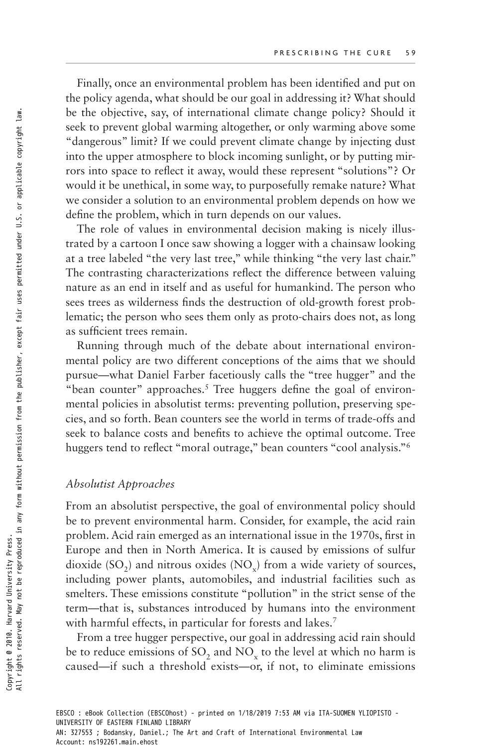Finally, once an environmental problem has been identified and put on the policy agenda, what should be our goal in addressing it? What should be the objective, say, of international climate change policy? Should it seek to prevent global warming altogether, or only warming above some "dangerous" limit? If we could prevent climate change by injecting dust into the upper atmosphere to block incoming sunlight, or by putting mirrors into space to reflect it away, would these represent "solutions"? Or would it be unethical, in some way, to purposefully remake nature? What we consider a solution to an environmental problem depends on how we define the problem, which in turn depends on our values.

The role of values in environmental decision making is nicely illustrated by a cartoon I once saw showing a logger with a chainsaw looking at a tree labeled "the very last tree," while thinking "the very last chair." The contrasting characterizations reflect the difference between valuing nature as an end in itself and as useful for humankind. The person who sees trees as wilderness finds the destruction of old-growth forest problematic; the person who sees them only as proto-chairs does not, as long as sufficient trees remain.

Running through much of the debate about international environmental policy are two different conceptions of the aims that we should pursue—what Daniel Farber facetiously calls the "tree hugger" and the "bean counter" approaches.[5] Tree huggers define the goal of environmental policies in absolutist terms: preventing pollution, preserving species, and so forth. Bean counters see the world in terms of trade-offs and seek to balance costs and benefits to achieve the optimal outcome. Tree huggers tend to reflect "moral outrage," bean counters "cool analysis."[6]

### *Absolutist Approaches*

From an absolutist perspective, the goal of environmental policy should be to prevent environmental harm. Consider, for example, the acid rain problem. Acid rain emerged as an international issue in the 1970s, first in Europe and then in North America. It is caused by emissions of sulfur dioxide ($SO_2$) and nitrous oxides ($NO_x$) from a wide variety of sources, including power plants, automobiles, and industrial facilities such as smelters. These emissions constitute "pollution" in the strict sense of the term—that is, substances introduced by humans into the environment with harmful effects, in particular for forests and lakes.[7]

From a tree hugger perspective, our goal in addressing acid rain should be to reduce emissions of $SO_2$ and $NO_x$ to the level at which no harm is caused—if such a threshold exists—or, if not, to eliminate emissions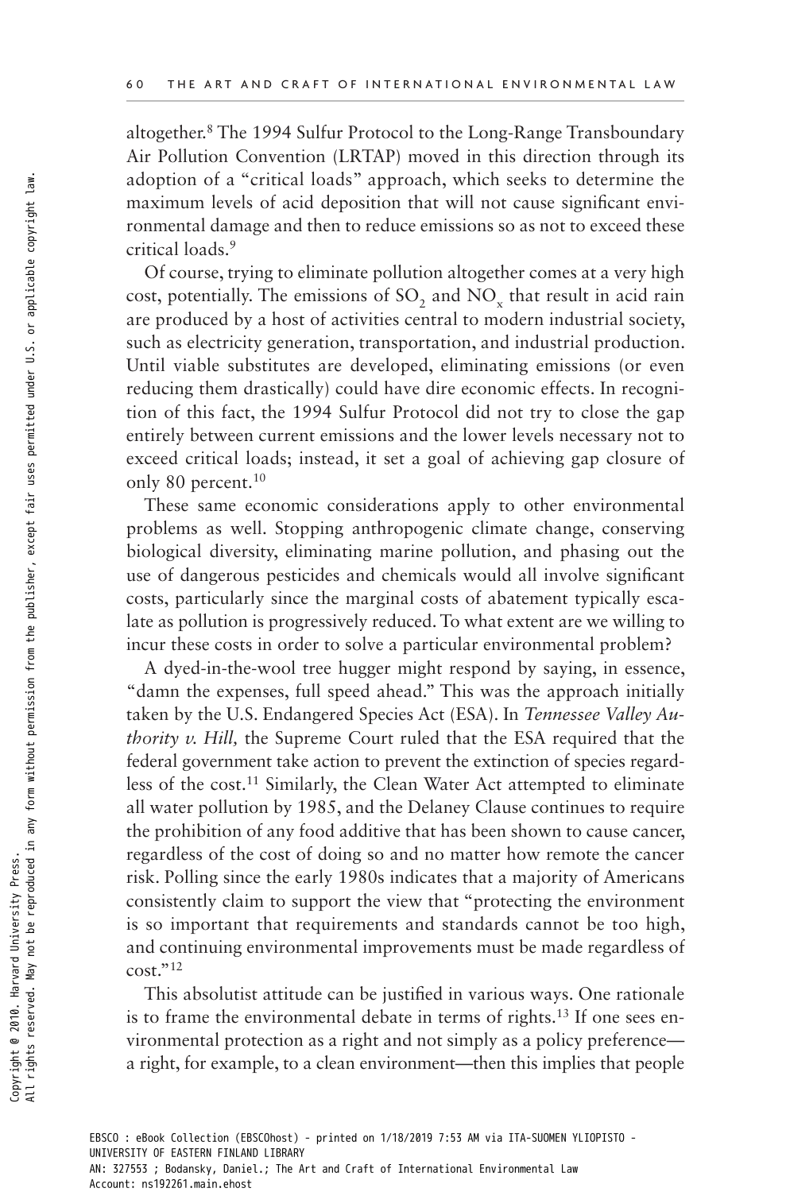altogether.[8] The 1994 Sulfur Protocol to the Long-Range Transboundary Air Pollution Convention (LRTAP) moved in this direction through its adoption of a "critical loads" approach, which seeks to determine the maximum levels of acid deposition that will not cause significant environmental damage and then to reduce emissions so as not to exceed these critical loads.[9]

Of course, trying to eliminate pollution altogether comes at a very high cost, potentially. The emissions of $SO_2$ and $NO_x$ that result in acid rain are produced by a host of activities central to modern industrial society, such as electricity generation, transportation, and industrial production. Until viable substitutes are developed, eliminating emissions (or even reducing them drastically) could have dire economic effects. In recognition of this fact, the 1994 Sulfur Protocol did not try to close the gap entirely between current emissions and the lower levels necessary not to exceed critical loads; instead, it set a goal of achieving gap closure of only 80 percent.[10]

These same economic considerations apply to other environmental problems as well. Stopping anthropogenic climate change, conserving biological diversity, eliminating marine pollution, and phasing out the use of dangerous pesticides and chemicals would all involve significant costs, particularly since the marginal costs of abatement typically escalate as pollution is progressively reduced. To what extent are we willing to incur these costs in order to solve a particular environmental problem?

A dyed-in-the-wool tree hugger might respond by saying, in essence, "damn the expenses, full speed ahead." This was the approach initially taken by the U.S. Endangered Species Act (ESA). In *Tennessee Valley Authority v. Hill,* the Supreme Court ruled that the ESA required that the federal government take action to prevent the extinction of species regardless of the cost.[11] Similarly, the Clean Water Act attempted to eliminate all water pollution by 1985, and the Delaney Clause continues to require the prohibition of any food additive that has been shown to cause cancer, regardless of the cost of doing so and no matter how remote the cancer risk. Polling since the early 1980s indicates that a majority of Americans consistently claim to support the view that "protecting the environment is so important that requirements and standards cannot be too high, and continuing environmental improvements must be made regardless of cost."[12]

This absolutist attitude can be justified in various ways. One rationale is to frame the environmental debate in terms of rights.[13] If one sees environmental protection as a right and not simply as a policy preference—a right, for example, to a clean environment—then this implies that people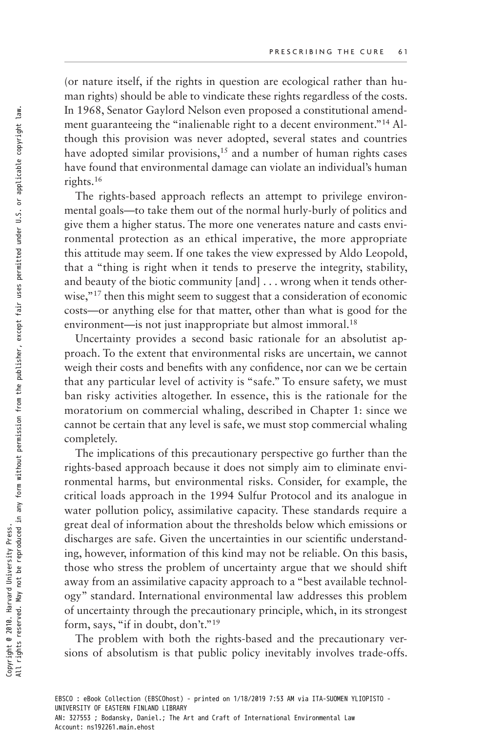(or nature itself, if the rights in question are ecological rather than human rights) should be able to vindicate these rights regardless of the costs. In 1968, Senator Gaylord Nelson even proposed a constitutional amendment guaranteeing the "inalienable right to a decent environment."[14] Although this provision was never adopted, several states and countries have adopted similar provisions,[15] and a number of human rights cases have found that environmental damage can violate an individual's human rights.[16]

The rights-based approach reflects an attempt to privilege environmental goals—to take them out of the normal hurly-burly of politics and give them a higher status. The more one venerates nature and casts environmental protection as an ethical imperative, the more appropriate this attitude may seem. If one takes the view expressed by Aldo Leopold, that a "thing is right when it tends to preserve the integrity, stability, and beauty of the biotic community [and] . . . wrong when it tends otherwise,"[17] then this might seem to suggest that a consideration of economic costs—or anything else for that matter, other than what is good for the environment—is not just inappropriate but almost immoral.[18]

Uncertainty provides a second basic rationale for an absolutist approach. To the extent that environmental risks are uncertain, we cannot weigh their costs and benefits with any confidence, nor can we be certain that any particular level of activity is "safe." To ensure safety, we must ban risky activities altogether. In essence, this is the rationale for the moratorium on commercial whaling, described in Chapter 1: since we cannot be certain that any level is safe, we must stop commercial whaling completely.

The implications of this precautionary perspective go further than the rights-based approach because it does not simply aim to eliminate environmental harms, but environmental risks. Consider, for example, the critical loads approach in the 1994 Sulfur Protocol and its analogue in water pollution policy, assimilative capacity. These standards require a great deal of information about the thresholds below which emissions or discharges are safe. Given the uncertainties in our scientific understanding, however, information of this kind may not be reliable. On this basis, those who stress the problem of uncertainty argue that we should shift away from an assimilative capacity approach to a "best available technology" standard. International environmental law addresses this problem of uncertainty through the precautionary principle, which, in its strongest form, says, "if in doubt, don't."[19]

The problem with both the rights-based and the precautionary versions of absolutism is that public policy inevitably involves trade-offs.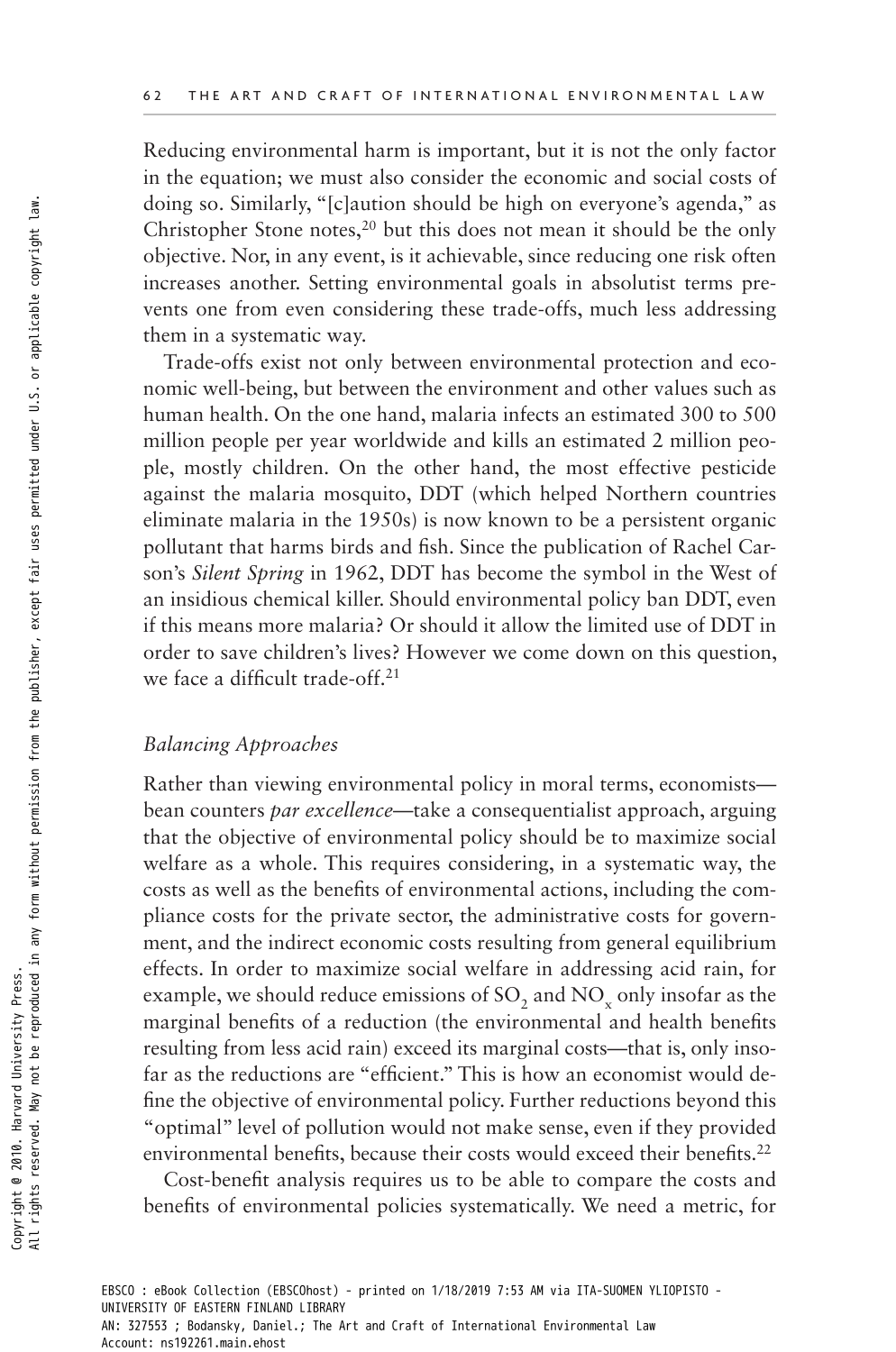Reducing environmental harm is important, but it is not the only factor in the equation; we must also consider the economic and social costs of doing so. Similarly, "[c]aution should be high on everyone's agenda," as Christopher Stone notes,[20] but this does not mean it should be the only objective. Nor, in any event, is it achievable, since reducing one risk often increases another. Setting environmental goals in absolutist terms prevents one from even considering these trade-offs, much less addressing them in a systematic way.

Trade-offs exist not only between environmental protection and economic well-being, but between the environment and other values such as human health. On the one hand, malaria infects an estimated 300 to 500 million people per year worldwide and kills an estimated 2 million people, mostly children. On the other hand, the most effective pesticide against the malaria mosquito, DDT (which helped Northern countries eliminate malaria in the 1950s) is now known to be a persistent organic pollutant that harms birds and fish. Since the publication of Rachel Carson's *Silent Spring* in 1962, DDT has become the symbol in the West of an insidious chemical killer. Should environmental policy ban DDT, even if this means more malaria? Or should it allow the limited use of DDT in order to save children's lives? However we come down on this question, we face a difficult trade-off.[21]

### *Balancing Approaches*

Rather than viewing environmental policy in moral terms, economists—bean counters *par excellence*—take a consequentialist approach, arguing that the objective of environmental policy should be to maximize social welfare as a whole. This requires considering, in a systematic way, the costs as well as the benefits of environmental actions, including the compliance costs for the private sector, the administrative costs for government, and the indirect economic costs resulting from general equilibrium effects. In order to maximize social welfare in addressing acid rain, for example, we should reduce emissions of $SO_2$ and $NO_x$ only insofar as the marginal benefits of a reduction (the environmental and health benefits resulting from less acid rain) exceed its marginal costs—that is, only insofar as the reductions are "efficient." This is how an economist would define the objective of environmental policy. Further reductions beyond this "optimal" level of pollution would not make sense, even if they provided environmental benefits, because their costs would exceed their benefits.[22]

Cost-benefit analysis requires us to be able to compare the costs and benefits of environmental policies systematically. We need a metric, for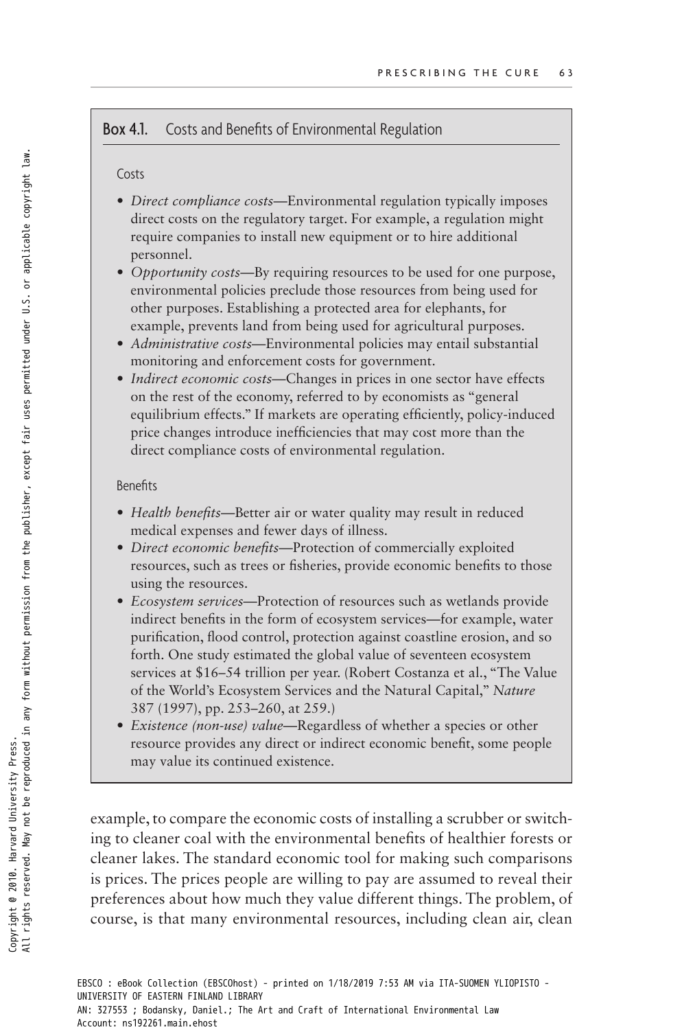**Box 4.1.** Costs and Benefits of Environmental Regulation

Costs

- *Direct compliance costs*—Environmental regulation typically imposes direct costs on the regulatory target. For example, a regulation might require companies to install new equipment or to hire additional personnel.
- *Opportunity costs*—By requiring resources to be used for one purpose, environmental policies preclude those resources from being used for other purposes. Establishing a protected area for elephants, for example, prevents land from being used for agricultural purposes.
- *Administrative costs*—Environmental policies may entail substantial monitoring and enforcement costs for government.
- *Indirect economic costs*—Changes in prices in one sector have effects on the rest of the economy, referred to by economists as "general equilibrium effects." If markets are operating efficiently, policy-induced price changes introduce inefficiencies that may cost more than the direct compliance costs of environmental regulation.

Benefits

- *Health benefits*—Better air or water quality may result in reduced medical expenses and fewer days of illness.
- *Direct economic benefits*—Protection of commercially exploited resources, such as trees or fisheries, provide economic benefits to those using the resources.
- *Ecosystem services*—Protection of resources such as wetlands provide indirect benefits in the form of ecosystem services—for example, water purification, flood control, protection against coastline erosion, and so forth. One study estimated the global value of seventeen ecosystem services at $16–54 trillion per year. (Robert Costanza et al., "The Value of the World's Ecosystem Services and the Natural Capital," *Nature* 387 (1997), pp. 253–260, at 259.)
- *Existence (non-use) value*—Regardless of whether a species or other resource provides any direct or indirect economic benefit, some people may value its continued existence.

example, to compare the economic costs of installing a scrubber or switching to cleaner coal with the environmental benefits of healthier forests or cleaner lakes. The standard economic tool for making such comparisons is prices. The prices people are willing to pay are assumed to reveal their preferences about how much they value different things. The problem, of course, is that many environmental resources, including clean air, clean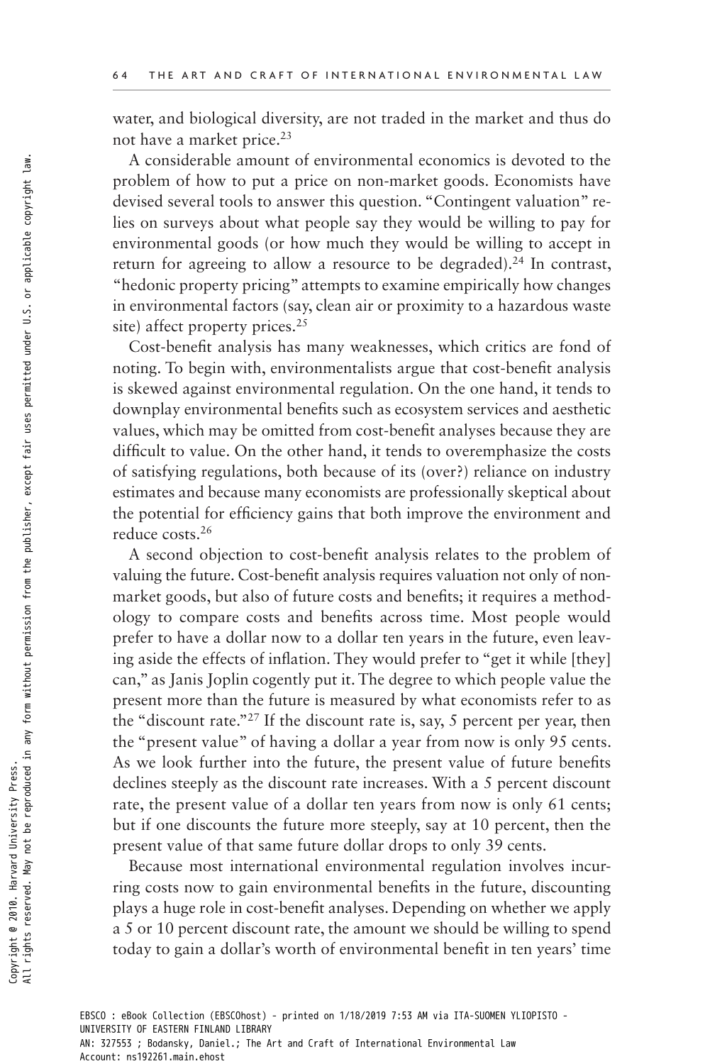water, and biological diversity, are not traded in the market and thus do not have a market price.[23]

A considerable amount of environmental economics is devoted to the problem of how to put a price on non-market goods. Economists have devised several tools to answer this question. "Contingent valuation" relies on surveys about what people say they would be willing to pay for environmental goods (or how much they would be willing to accept in return for agreeing to allow a resource to be degraded).[24] In contrast, "hedonic property pricing" attempts to examine empirically how changes in environmental factors (say, clean air or proximity to a hazardous waste site) affect property prices.[25]

Cost-benefit analysis has many weaknesses, which critics are fond of noting. To begin with, environmentalists argue that cost-benefit analysis is skewed against environmental regulation. On the one hand, it tends to downplay environmental benefits such as ecosystem services and aesthetic values, which may be omitted from cost-benefit analyses because they are difficult to value. On the other hand, it tends to overemphasize the costs of satisfying regulations, both because of its (over?) reliance on industry estimates and because many economists are professionally skeptical about the potential for efficiency gains that both improve the environment and reduce costs.[26]

A second objection to cost-benefit analysis relates to the problem of valuing the future. Cost-benefit analysis requires valuation not only of non-market goods, but also of future costs and benefits; it requires a methodology to compare costs and benefits across time. Most people would prefer to have a dollar now to a dollar ten years in the future, even leaving aside the effects of inflation. They would prefer to "get it while [they] can," as Janis Joplin cogently put it. The degree to which people value the present more than the future is measured by what economists refer to as the "discount rate."[27] If the discount rate is, say, 5 percent per year, then the "present value" of having a dollar a year from now is only 95 cents. As we look further into the future, the present value of future benefits declines steeply as the discount rate increases. With a 5 percent discount rate, the present value of a dollar ten years from now is only 61 cents; but if one discounts the future more steeply, say at 10 percent, then the present value of that same future dollar drops to only 39 cents.

Because most international environmental regulation involves incurring costs now to gain environmental benefits in the future, discounting plays a huge role in cost-benefit analyses. Depending on whether we apply a 5 or 10 percent discount rate, the amount we should be willing to spend today to gain a dollar's worth of environmental benefit in ten years' time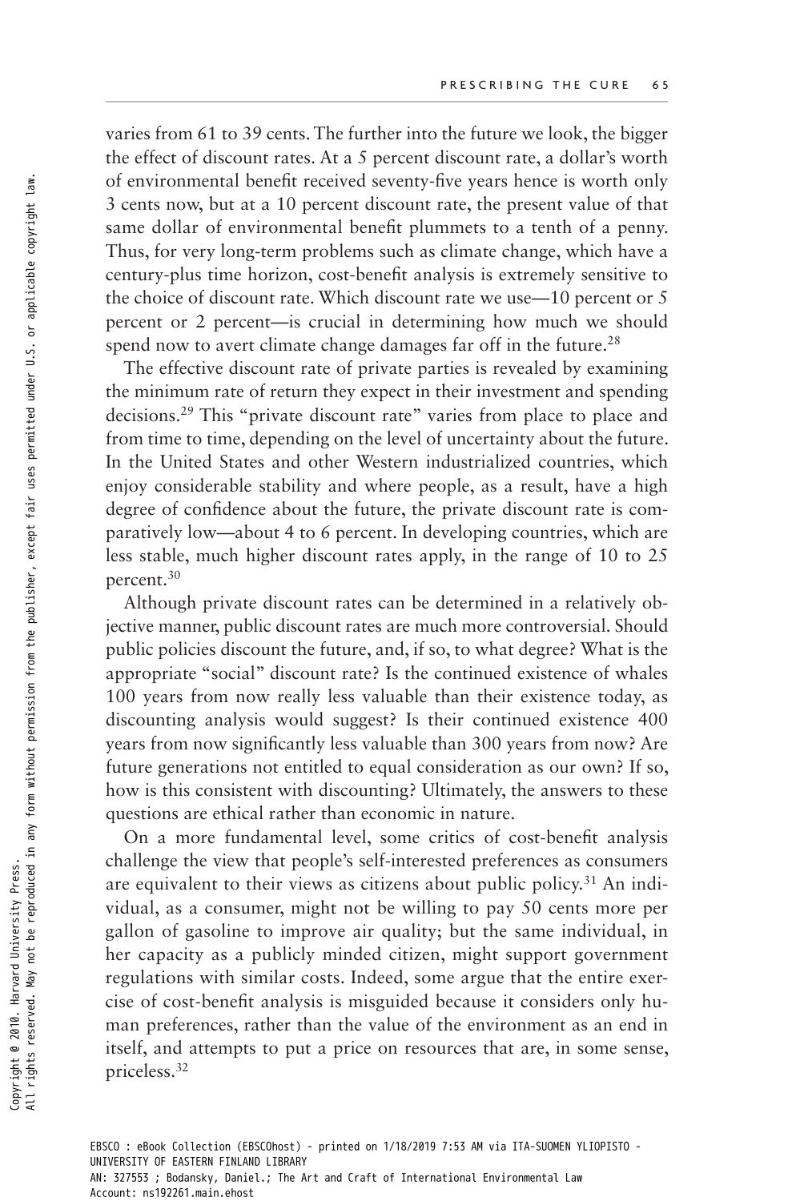varies from 61 to 39 cents. The further into the future we look, the bigger the effect of discount rates. At a 5 percent discount rate, a dollar's worth of environmental benefit received seventy-five years hence is worth only 3 cents now, but at a 10 percent discount rate, the present value of that same dollar of environmental benefit plummets to a tenth of a penny. Thus, for very long-term problems such as climate change, which have a century-plus time horizon, cost-benefit analysis is extremely sensitive to the choice of discount rate. Which discount rate we use—10 percent or 5 percent or 2 percent—is crucial in determining how much we should spend now to avert climate change damages far off in the future.[28]

The effective discount rate of private parties is revealed by examining the minimum rate of return they expect in their investment and spending decisions.[29] This "private discount rate" varies from place to place and from time to time, depending on the level of uncertainty about the future. In the United States and other Western industrialized countries, which enjoy considerable stability and where people, as a result, have a high degree of confidence about the future, the private discount rate is comparatively low—about 4 to 6 percent. In developing countries, which are less stable, much higher discount rates apply, in the range of 10 to 25 percent.[30]

Although private discount rates can be determined in a relatively objective manner, public discount rates are much more controversial. Should public policies discount the future, and, if so, to what degree? What is the appropriate "social" discount rate? Is the continued existence of whales 100 years from now really less valuable than their existence today, as discounting analysis would suggest? Is their continued existence 400 years from now significantly less valuable than 300 years from now? Are future generations not entitled to equal consideration as our own? If so, how is this consistent with discounting? Ultimately, the answers to these questions are ethical rather than economic in nature.

On a more fundamental level, some critics of cost-benefit analysis challenge the view that people's self-interested preferences as consumers are equivalent to their views as citizens about public policy.[31] An individual, as a consumer, might not be willing to pay 50 cents more per gallon of gasoline to improve air quality; but the same individual, in her capacity as a publicly minded citizen, might support government regulations with similar costs. Indeed, some argue that the entire exercise of cost-benefit analysis is misguided because it considers only human preferences, rather than the value of the environment as an end in itself, and attempts to put a price on resources that are, in some sense, priceless.[32]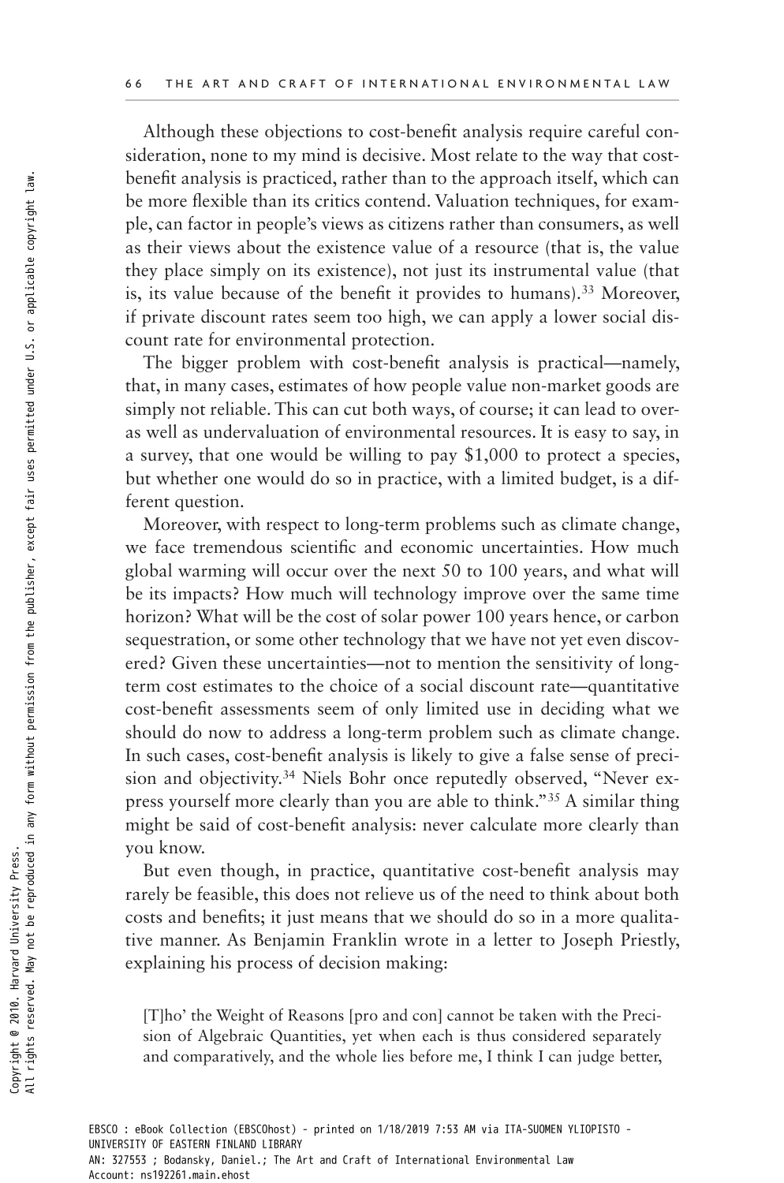Although these objections to cost-benefit analysis require careful consideration, none to my mind is decisive. Most relate to the way that cost-benefit analysis is practiced, rather than to the approach itself, which can be more flexible than its critics contend. Valuation techniques, for example, can factor in people's views as citizens rather than consumers, as well as their views about the existence value of a resource (that is, the value they place simply on its existence), not just its instrumental value (that is, its value because of the benefit it provides to humans).[33] Moreover, if private discount rates seem too high, we can apply a lower social discount rate for environmental protection.

The bigger problem with cost-benefit analysis is practical—namely, that, in many cases, estimates of how people value non-market goods are simply not reliable. This can cut both ways, of course; it can lead to over- as well as undervaluation of environmental resources. It is easy to say, in a survey, that one would be willing to pay $1,000 to protect a species, but whether one would do so in practice, with a limited budget, is a different question.

Moreover, with respect to long-term problems such as climate change, we face tremendous scientific and economic uncertainties. How much global warming will occur over the next 50 to 100 years, and what will be its impacts? How much will technology improve over the same time horizon? What will be the cost of solar power 100 years hence, or carbon sequestration, or some other technology that we have not yet even discovered? Given these uncertainties—not to mention the sensitivity of long-term cost estimates to the choice of a social discount rate—quantitative cost-benefit assessments seem of only limited use in deciding what we should do now to address a long-term problem such as climate change. In such cases, cost-benefit analysis is likely to give a false sense of precision and objectivity.[34] Niels Bohr once reputedly observed, "Never express yourself more clearly than you are able to think."[35] A similar thing might be said of cost-benefit analysis: never calculate more clearly than you know.

But even though, in practice, quantitative cost-benefit analysis may rarely be feasible, this does not relieve us of the need to think about both costs and benefits; it just means that we should do so in a more qualitative manner. As Benjamin Franklin wrote in a letter to Joseph Priestly, explaining his process of decision making:

> [T]ho' the Weight of Reasons [pro and con] cannot be taken with the Precision of Algebraic Quantities, yet when each is thus considered separately and comparatively, and the whole lies before me, I think I can judge better,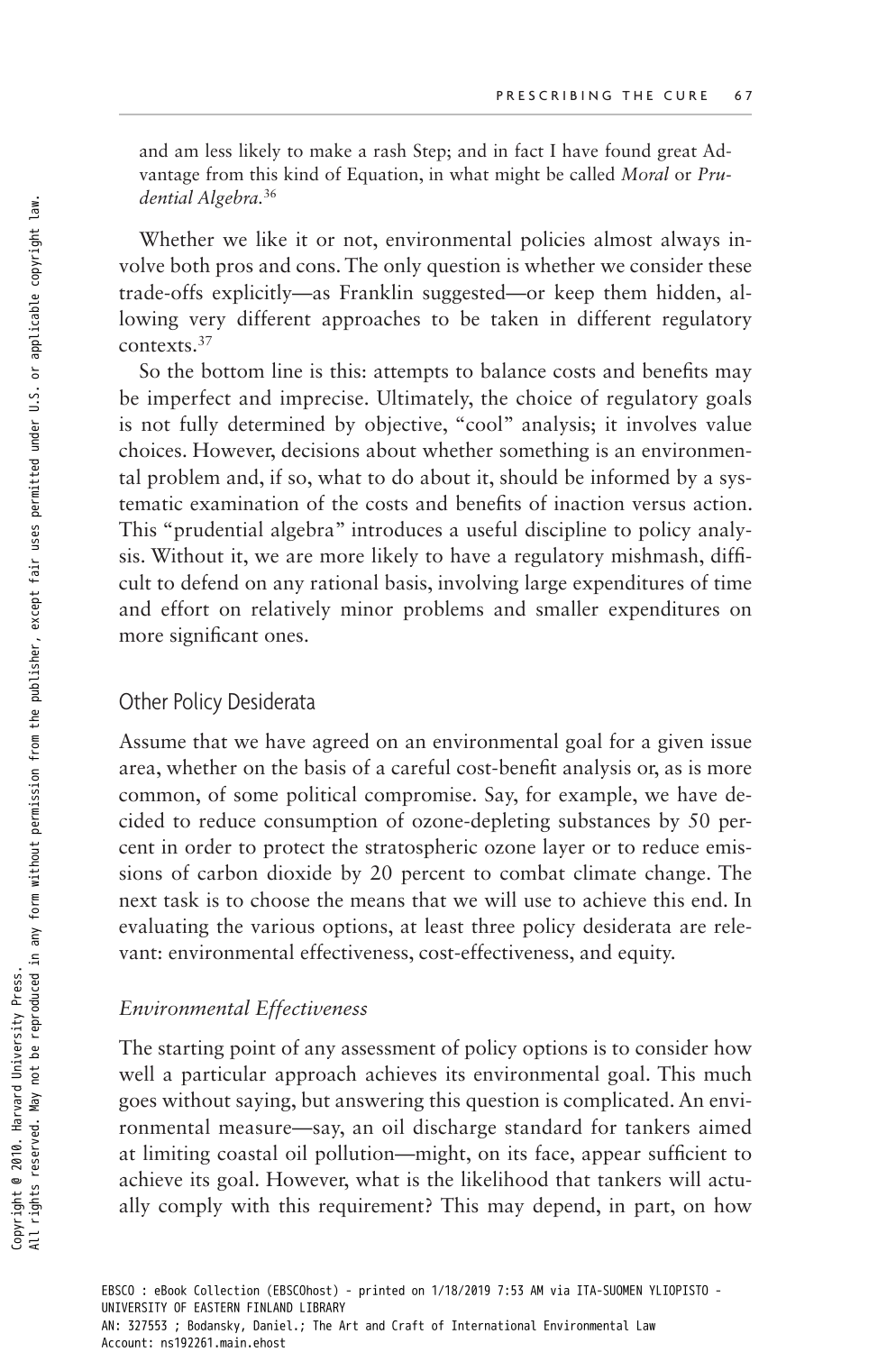and am less likely to make a rash Step; and in fact I have found great Advantage from this kind of Equation, in what might be called *Moral* or *Prudential Algebra.*[36]

Whether we like it or not, environmental policies almost always involve both pros and cons. The only question is whether we consider these trade-offs explicitly—as Franklin suggested—or keep them hidden, allowing very different approaches to be taken in different regulatory contexts.[37]

So the bottom line is this: attempts to balance costs and benefits may be imperfect and imprecise. Ultimately, the choice of regulatory goals is not fully determined by objective, "cool" analysis; it involves value choices. However, decisions about whether something is an environmental problem and, if so, what to do about it, should be informed by a systematic examination of the costs and benefits of inaction versus action. This "prudential algebra" introduces a useful discipline to policy analysis. Without it, we are more likely to have a regulatory mishmash, difficult to defend on any rational basis, involving large expenditures of time and effort on relatively minor problems and smaller expenditures on more significant ones.

## Other Policy Desiderata

Assume that we have agreed on an environmental goal for a given issue area, whether on the basis of a careful cost-benefit analysis or, as is more common, of some political compromise. Say, for example, we have decided to reduce consumption of ozone-depleting substances by 50 percent in order to protect the stratospheric ozone layer or to reduce emissions of carbon dioxide by 20 percent to combat climate change. The next task is to choose the means that we will use to achieve this end. In evaluating the various options, at least three policy desiderata are relevant: environmental effectiveness, cost-effectiveness, and equity.

### *Environmental Effectiveness*

The starting point of any assessment of policy options is to consider how well a particular approach achieves its environmental goal. This much goes without saying, but answering this question is complicated. An environmental measure—say, an oil discharge standard for tankers aimed at limiting coastal oil pollution—might, on its face, appear sufficient to achieve its goal. However, what is the likelihood that tankers will actually comply with this requirement? This may depend, in part, on how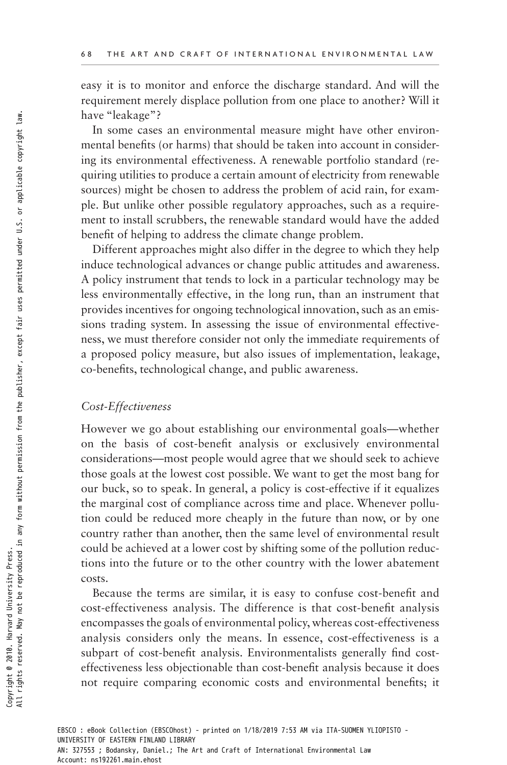easy it is to monitor and enforce the discharge standard. And will the requirement merely displace pollution from one place to another? Will it have "leakage"?

In some cases an environmental measure might have other environmental benefits (or harms) that should be taken into account in considering its environmental effectiveness. A renewable portfolio standard (requiring utilities to produce a certain amount of electricity from renewable sources) might be chosen to address the problem of acid rain, for example. But unlike other possible regulatory approaches, such as a requirement to install scrubbers, the renewable standard would have the added benefit of helping to address the climate change problem.

Different approaches might also differ in the degree to which they help induce technological advances or change public attitudes and awareness. A policy instrument that tends to lock in a particular technology may be less environmentally effective, in the long run, than an instrument that provides incentives for ongoing technological innovation, such as an emissions trading system. In assessing the issue of environmental effectiveness, we must therefore consider not only the immediate requirements of a proposed policy measure, but also issues of implementation, leakage, co-benefits, technological change, and public awareness.

### *Cost-Effectiveness*

However we go about establishing our environmental goals—whether on the basis of cost-benefit analysis or exclusively environmental considerations—most people would agree that we should seek to achieve those goals at the lowest cost possible. We want to get the most bang for our buck, so to speak. In general, a policy is cost-effective if it equalizes the marginal cost of compliance across time and place. Whenever pollution could be reduced more cheaply in the future than now, or by one country rather than another, then the same level of environmental result could be achieved at a lower cost by shifting some of the pollution reductions into the future or to the other country with the lower abatement costs.

Because the terms are similar, it is easy to confuse cost-benefit and cost-effectiveness analysis. The difference is that cost-benefit analysis encompasses the goals of environmental policy, whereas cost-effectiveness analysis considers only the means. In essence, cost-effectiveness is a subpart of cost-benefit analysis. Environmentalists generally find cost-effectiveness less objectionable than cost-benefit analysis because it does not require comparing economic costs and environmental benefits; it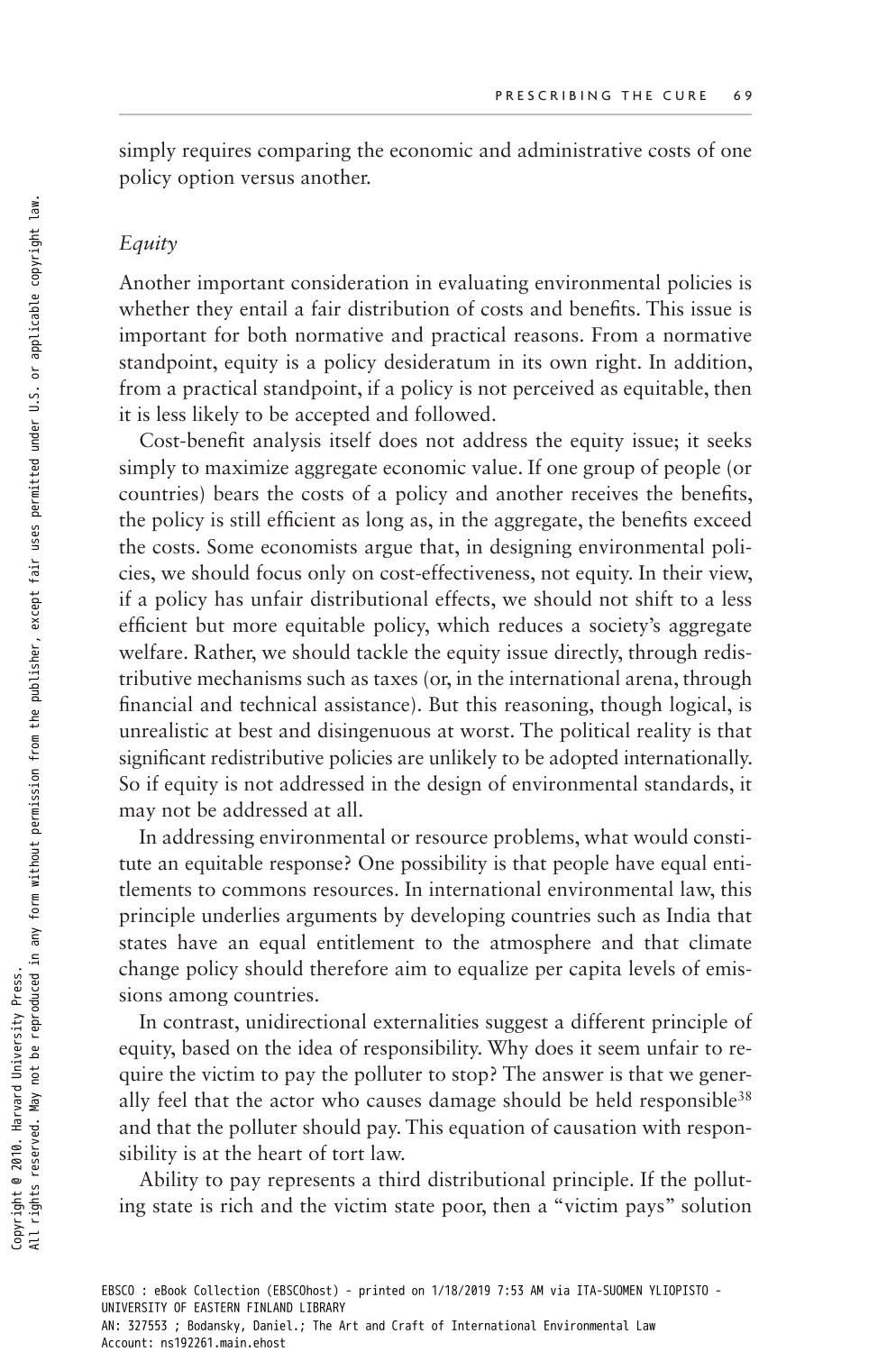simply requires comparing the economic and administrative costs of one policy option versus another.

### *Equity*

Another important consideration in evaluating environmental policies is whether they entail a fair distribution of costs and benefits. This issue is important for both normative and practical reasons. From a normative standpoint, equity is a policy desideratum in its own right. In addition, from a practical standpoint, if a policy is not perceived as equitable, then it is less likely to be accepted and followed.

Cost-benefit analysis itself does not address the equity issue; it seeks simply to maximize aggregate economic value. If one group of people (or countries) bears the costs of a policy and another receives the benefits, the policy is still efficient as long as, in the aggregate, the benefits exceed the costs. Some economists argue that, in designing environmental policies, we should focus only on cost-effectiveness, not equity. In their view, if a policy has unfair distributional effects, we should not shift to a less efficient but more equitable policy, which reduces a society's aggregate welfare. Rather, we should tackle the equity issue directly, through redistributive mechanisms such as taxes (or, in the international arena, through financial and technical assistance). But this reasoning, though logical, is unrealistic at best and disingenuous at worst. The political reality is that significant redistributive policies are unlikely to be adopted internationally. So if equity is not addressed in the design of environmental standards, it may not be addressed at all.

In addressing environmental or resource problems, what would constitute an equitable response? One possibility is that people have equal entitlements to commons resources. In international environmental law, this principle underlies arguments by developing countries such as India that states have an equal entitlement to the atmosphere and that climate change policy should therefore aim to equalize per capita levels of emissions among countries.

In contrast, unidirectional externalities suggest a different principle of equity, based on the idea of responsibility. Why does it seem unfair to require the victim to pay the polluter to stop? The answer is that we generally feel that the actor who causes damage should be held responsible[38] and that the polluter should pay. This equation of causation with responsibility is at the heart of tort law.

Ability to pay represents a third distributional principle. If the polluting state is rich and the victim state poor, then a "victim pays" solution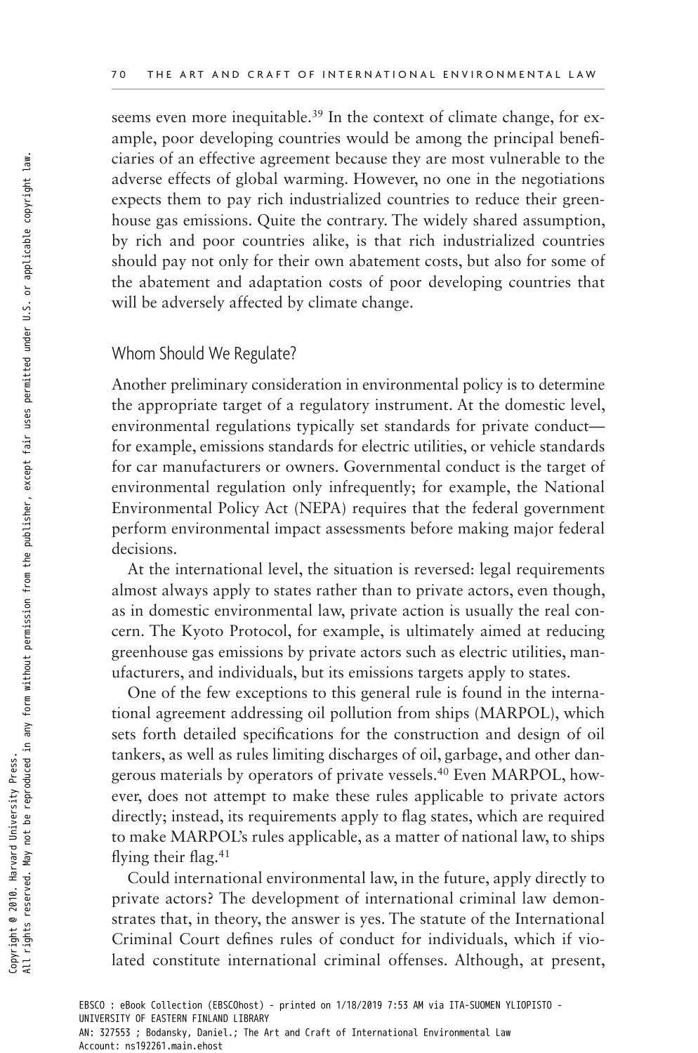seems even more inequitable.[39] In the context of climate change, for example, poor developing countries would be among the principal beneficiaries of an effective agreement because they are most vulnerable to the adverse effects of global warming. However, no one in the negotiations expects them to pay rich industrialized countries to reduce their greenhouse gas emissions. Quite the contrary. The widely shared assumption, by rich and poor countries alike, is that rich industrialized countries should pay not only for their own abatement costs, but also for some of the abatement and adaptation costs of poor developing countries that will be adversely affected by climate change.

## Whom Should We Regulate?

Another preliminary consideration in environmental policy is to determine the appropriate target of a regulatory instrument. At the domestic level, environmental regulations typically set standards for private conduct—for example, emissions standards for electric utilities, or vehicle standards for car manufacturers or owners. Governmental conduct is the target of environmental regulation only infrequently; for example, the National Environmental Policy Act (NEPA) requires that the federal government perform environmental impact assessments before making major federal decisions.

At the international level, the situation is reversed: legal requirements almost always apply to states rather than to private actors, even though, as in domestic environmental law, private action is usually the real concern. The Kyoto Protocol, for example, is ultimately aimed at reducing greenhouse gas emissions by private actors such as electric utilities, manufacturers, and individuals, but its emissions targets apply to states.

One of the few exceptions to this general rule is found in the international agreement addressing oil pollution from ships (MARPOL), which sets forth detailed specifications for the construction and design of oil tankers, as well as rules limiting discharges of oil, garbage, and other dangerous materials by operators of private vessels.[40] Even MARPOL, however, does not attempt to make these rules applicable to private actors directly; instead, its requirements apply to flag states, which are required to make MARPOL's rules applicable, as a matter of national law, to ships flying their flag.[41]

Could international environmental law, in the future, apply directly to private actors? The development of international criminal law demonstrates that, in theory, the answer is yes. The statute of the International Criminal Court defines rules of conduct for individuals, which if violated constitute international criminal offenses. Although, at present,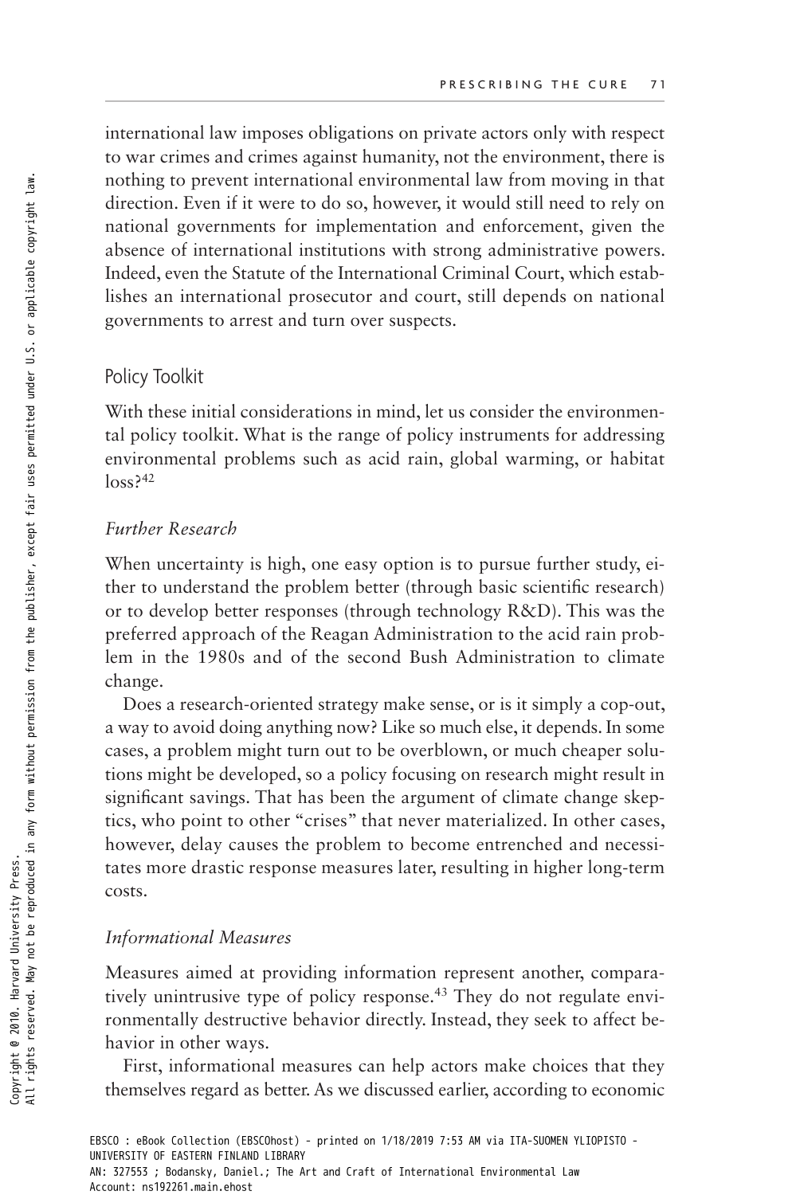international law imposes obligations on private actors only with respect to war crimes and crimes against humanity, not the environment, there is nothing to prevent international environmental law from moving in that direction. Even if it were to do so, however, it would still need to rely on national governments for implementation and enforcement, given the absence of international institutions with strong administrative powers. Indeed, even the Statute of the International Criminal Court, which establishes an international prosecutor and court, still depends on national governments to arrest and turn over suspects.

## Policy Toolkit

With these initial considerations in mind, let us consider the environmental policy toolkit. What is the range of policy instruments for addressing environmental problems such as acid rain, global warming, or habitat loss?[42]

### *Further Research*

When uncertainty is high, one easy option is to pursue further study, either to understand the problem better (through basic scientific research) or to develop better responses (through technology R&D). This was the preferred approach of the Reagan Administration to the acid rain problem in the 1980s and of the second Bush Administration to climate change.

Does a research-oriented strategy make sense, or is it simply a cop-out, a way to avoid doing anything now? Like so much else, it depends. In some cases, a problem might turn out to be overblown, or much cheaper solutions might be developed, so a policy focusing on research might result in significant savings. That has been the argument of climate change skeptics, who point to other "crises" that never materialized. In other cases, however, delay causes the problem to become entrenched and necessitates more drastic response measures later, resulting in higher long-term costs.

### *Informational Measures*

Measures aimed at providing information represent another, comparatively unintrusive type of policy response.[43] They do not regulate environmentally destructive behavior directly. Instead, they seek to affect behavior in other ways.

First, informational measures can help actors make choices that they themselves regard as better. As we discussed earlier, according to economic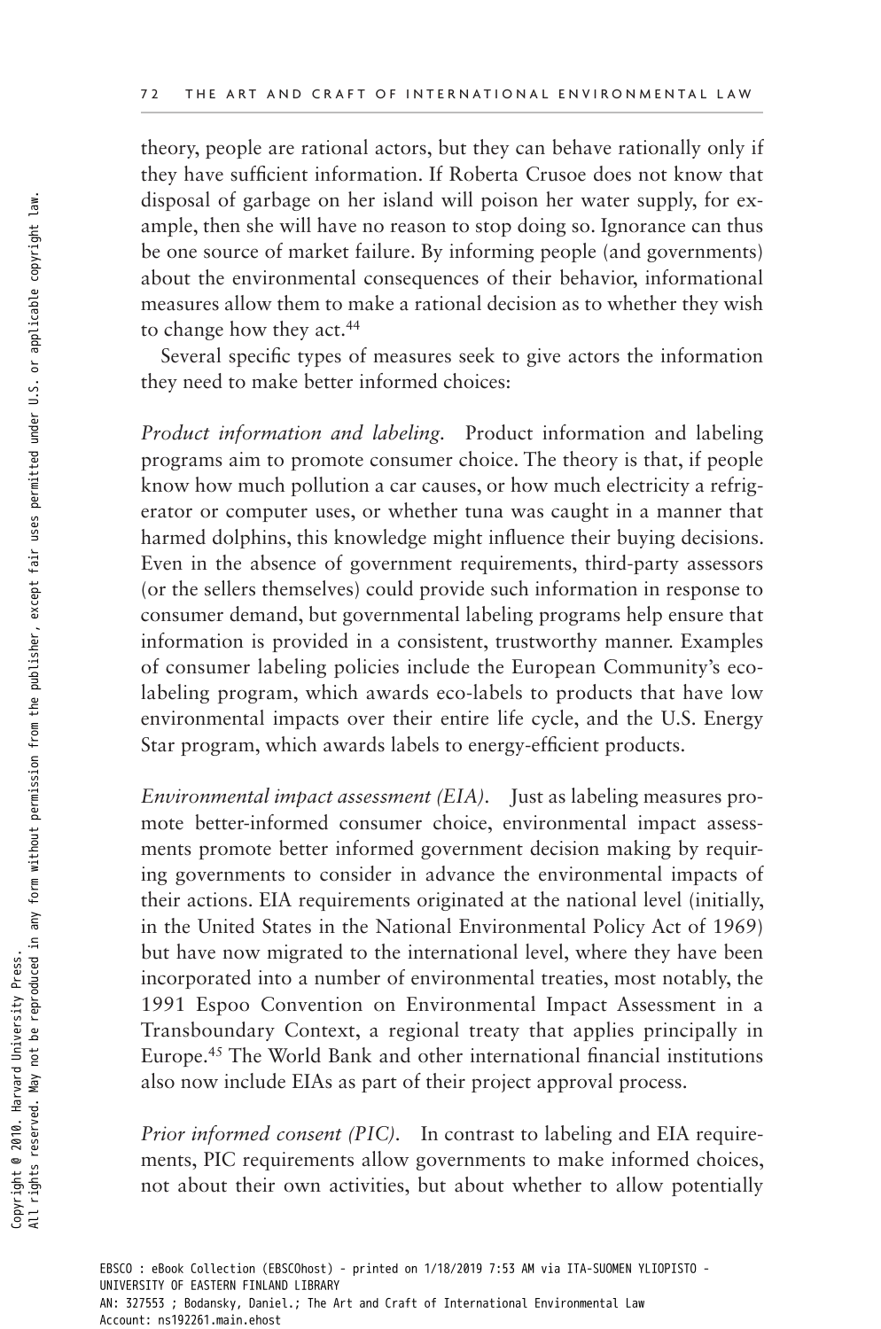theory, people are rational actors, but they can behave rationally only if they have sufficient information. If Roberta Crusoe does not know that disposal of garbage on her island will poison her water supply, for example, then she will have no reason to stop doing so. Ignorance can thus be one source of market failure. By informing people (and governments) about the environmental consequences of their behavior, informational measures allow them to make a rational decision as to whether they wish to change how they act.[44]

Several specific types of measures seek to give actors the information they need to make better informed choices:

*Product information and labeling.* Product information and labeling programs aim to promote consumer choice. The theory is that, if people know how much pollution a car causes, or how much electricity a refrigerator or computer uses, or whether tuna was caught in a manner that harmed dolphins, this knowledge might influence their buying decisions. Even in the absence of government requirements, third-party assessors (or the sellers themselves) could provide such information in response to consumer demand, but governmental labeling programs help ensure that information is provided in a consistent, trustworthy manner. Examples of consumer labeling policies include the European Community's eco-labeling program, which awards eco-labels to products that have low environmental impacts over their entire life cycle, and the U.S. Energy Star program, which awards labels to energy-efficient products.

*Environmental impact assessment (EIA).* Just as labeling measures promote better-informed consumer choice, environmental impact assessments promote better informed government decision making by requiring governments to consider in advance the environmental impacts of their actions. EIA requirements originated at the national level (initially, in the United States in the National Environmental Policy Act of 1969) but have now migrated to the international level, where they have been incorporated into a number of environmental treaties, most notably, the 1991 Espoo Convention on Environmental Impact Assessment in a Transboundary Context, a regional treaty that applies principally in Europe.[45] The World Bank and other international financial institutions also now include EIAs as part of their project approval process.

*Prior informed consent (PIC).* In contrast to labeling and EIA requirements, PIC requirements allow governments to make informed choices, not about their own activities, but about whether to allow potentially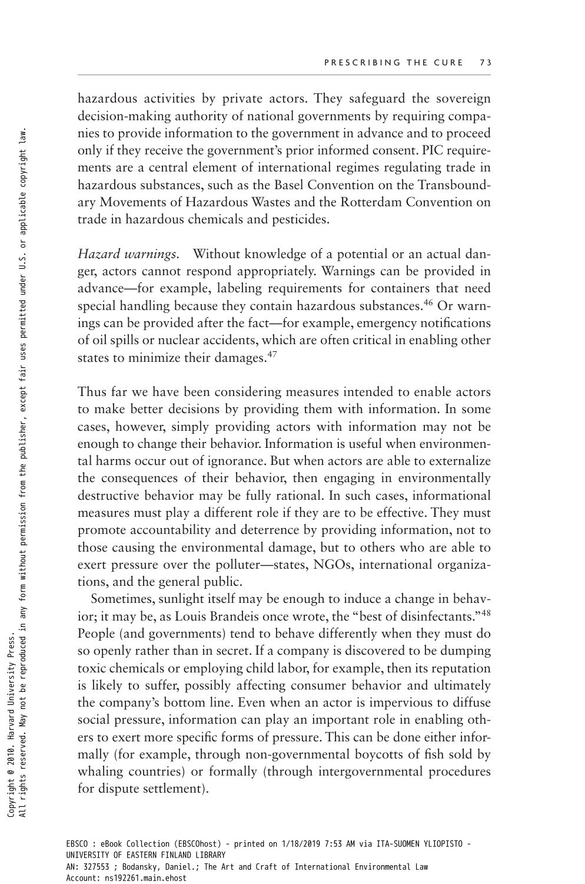hazardous activities by private actors. They safeguard the sovereign decision-making authority of national governments by requiring companies to provide information to the government in advance and to proceed only if they receive the government's prior informed consent. PIC requirements are a central element of international regimes regulating trade in hazardous substances, such as the Basel Convention on the Transboundary Movements of Hazardous Wastes and the Rotterdam Convention on trade in hazardous chemicals and pesticides.

*Hazard warnings.* Without knowledge of a potential or an actual danger, actors cannot respond appropriately. Warnings can be provided in advance—for example, labeling requirements for containers that need special handling because they contain hazardous substances.[46] Or warnings can be provided after the fact—for example, emergency notifications of oil spills or nuclear accidents, which are often critical in enabling other states to minimize their damages.[47]

Thus far we have been considering measures intended to enable actors to make better decisions by providing them with information. In some cases, however, simply providing actors with information may not be enough to change their behavior. Information is useful when environmental harms occur out of ignorance. But when actors are able to externalize the consequences of their behavior, then engaging in environmentally destructive behavior may be fully rational. In such cases, informational measures must play a different role if they are to be effective. They must promote accountability and deterrence by providing information, not to those causing the environmental damage, but to others who are able to exert pressure over the polluter—states, NGOs, international organizations, and the general public.

Sometimes, sunlight itself may be enough to induce a change in behavior; it may be, as Louis Brandeis once wrote, the "best of disinfectants."[48] People (and governments) tend to behave differently when they must do so openly rather than in secret. If a company is discovered to be dumping toxic chemicals or employing child labor, for example, then its reputation is likely to suffer, possibly affecting consumer behavior and ultimately the company's bottom line. Even when an actor is impervious to diffuse social pressure, information can play an important role in enabling others to exert more specific forms of pressure. This can be done either informally (for example, through non-governmental boycotts of fish sold by whaling countries) or formally (through intergovernmental procedures for dispute settlement).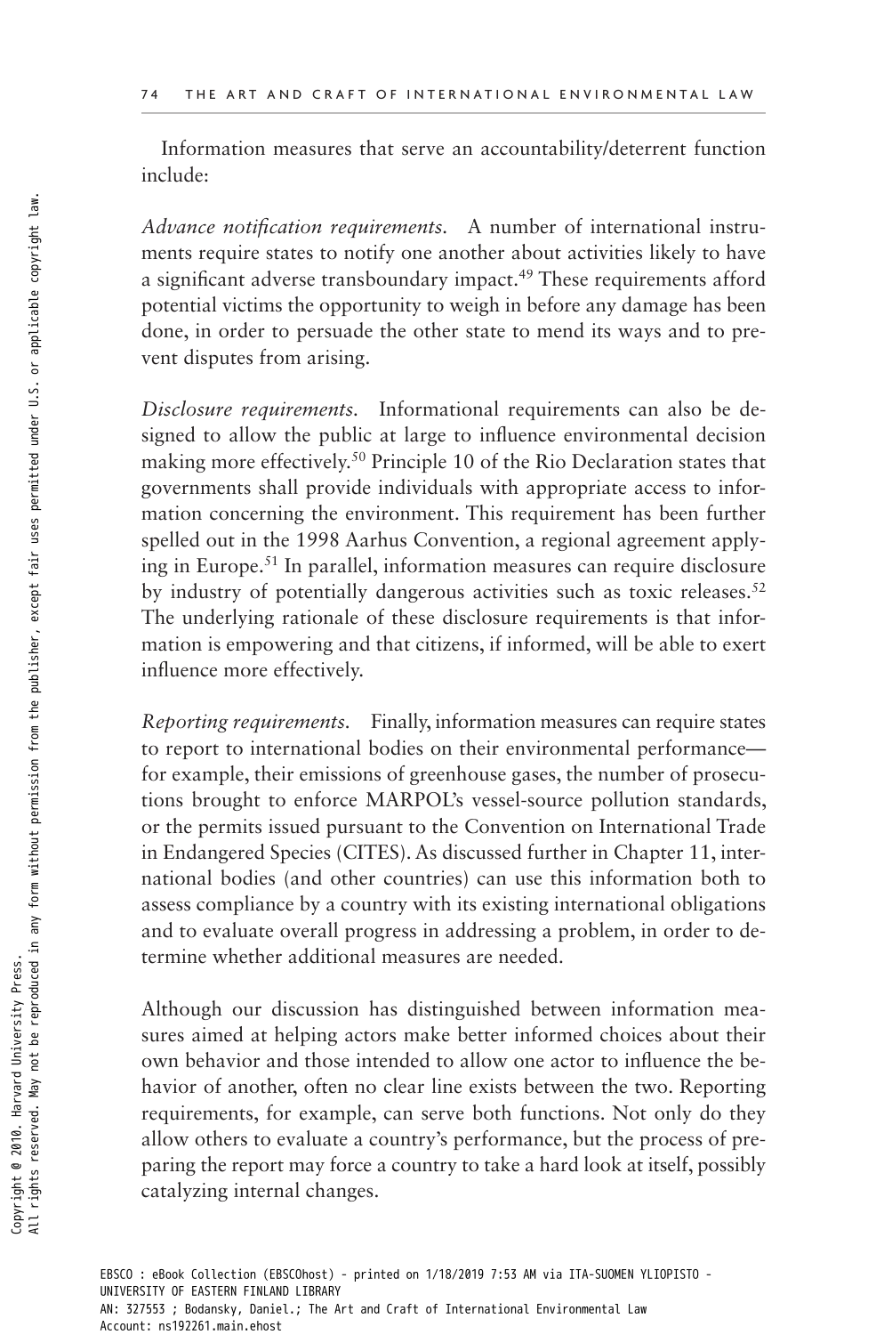Information measures that serve an accountability/deterrent function include:

*Advance notification requirements.* A number of international instruments require states to notify one another about activities likely to have a significant adverse transboundary impact.[49] These requirements afford potential victims the opportunity to weigh in before any damage has been done, in order to persuade the other state to mend its ways and to prevent disputes from arising.

*Disclosure requirements.* Informational requirements can also be designed to allow the public at large to influence environmental decision making more effectively.[50] Principle 10 of the Rio Declaration states that governments shall provide individuals with appropriate access to information concerning the environment. This requirement has been further spelled out in the 1998 Aarhus Convention, a regional agreement applying in Europe.[51] In parallel, information measures can require disclosure by industry of potentially dangerous activities such as toxic releases.[52] The underlying rationale of these disclosure requirements is that information is empowering and that citizens, if informed, will be able to exert influence more effectively.

*Reporting requirements.* Finally, information measures can require states to report to international bodies on their environmental performance—for example, their emissions of greenhouse gases, the number of prosecutions brought to enforce MARPOL's vessel-source pollution standards, or the permits issued pursuant to the Convention on International Trade in Endangered Species (CITES). As discussed further in Chapter 11, international bodies (and other countries) can use this information both to assess compliance by a country with its existing international obligations and to evaluate overall progress in addressing a problem, in order to determine whether additional measures are needed.

Although our discussion has distinguished between information measures aimed at helping actors make better informed choices about their own behavior and those intended to allow one actor to influence the behavior of another, often no clear line exists between the two. Reporting requirements, for example, can serve both functions. Not only do they allow others to evaluate a country's performance, but the process of preparing the report may force a country to take a hard look at itself, possibly catalyzing internal changes.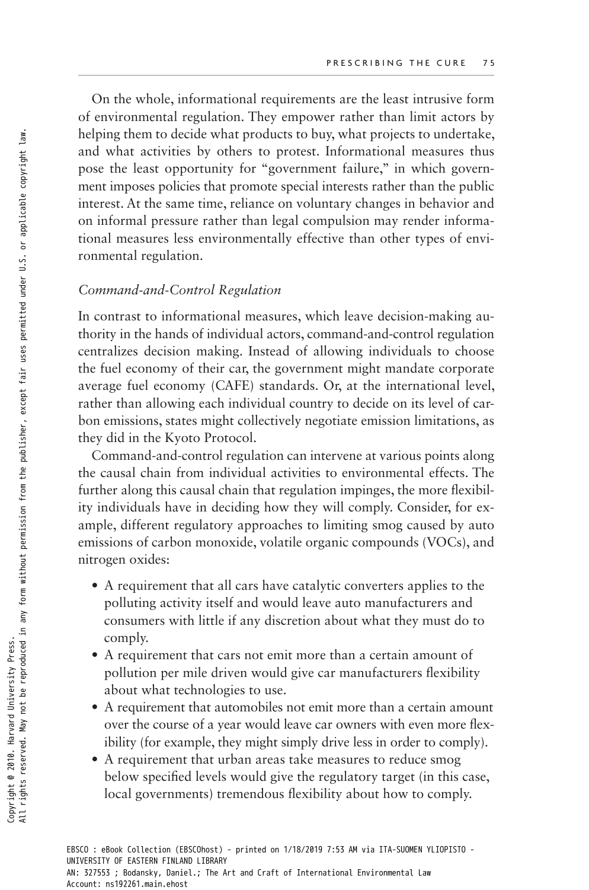On the whole, informational requirements are the least intrusive form of environmental regulation. They empower rather than limit actors by helping them to decide what products to buy, what projects to undertake, and what activities by others to protest. Informational measures thus pose the least opportunity for "government failure," in which government imposes policies that promote special interests rather than the public interest. At the same time, reliance on voluntary changes in behavior and on informal pressure rather than legal compulsion may render informational measures less environmentally effective than other types of environmental regulation.

### *Command-and-Control Regulation*

In contrast to informational measures, which leave decision-making authority in the hands of individual actors, command-and-control regulation centralizes decision making. Instead of allowing individuals to choose the fuel economy of their car, the government might mandate corporate average fuel economy (CAFE) standards. Or, at the international level, rather than allowing each individual country to decide on its level of carbon emissions, states might collectively negotiate emission limitations, as they did in the Kyoto Protocol.

Command-and-control regulation can intervene at various points along the causal chain from individual activities to environmental effects. The further along this causal chain that regulation impinges, the more flexibility individuals have in deciding how they will comply. Consider, for example, different regulatory approaches to limiting smog caused by auto emissions of carbon monoxide, volatile organic compounds (VOCs), and nitrogen oxides:

- A requirement that all cars have catalytic converters applies to the polluting activity itself and would leave auto manufacturers and consumers with little if any discretion about what they must do to comply.
- A requirement that cars not emit more than a certain amount of pollution per mile driven would give car manufacturers flexibility about what technologies to use.
- A requirement that automobiles not emit more than a certain amount over the course of a year would leave car owners with even more flexibility (for example, they might simply drive less in order to comply).
- A requirement that urban areas take measures to reduce smog below specified levels would give the regulatory target (in this case, local governments) tremendous flexibility about how to comply.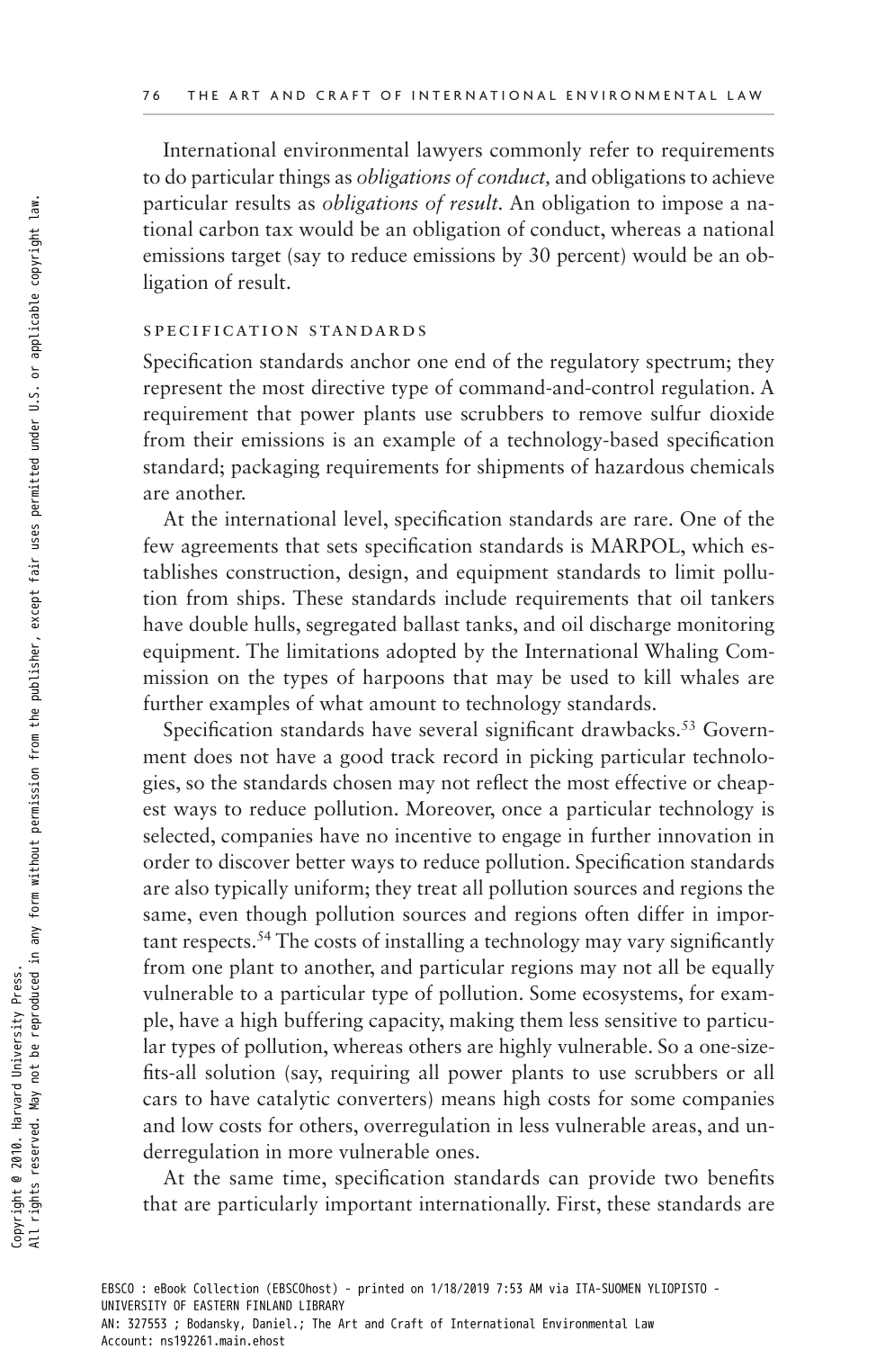International environmental lawyers commonly refer to requirements to do particular things as *obligations of conduct,* and obligations to achieve particular results as *obligations of result.* An obligation to impose a national carbon tax would be an obligation of conduct, whereas a national emissions target (say to reduce emissions by 30 percent) would be an obligation of result.

### SPECIFICATION STANDARDS

Specification standards anchor one end of the regulatory spectrum; they represent the most directive type of command-and-control regulation. A requirement that power plants use scrubbers to remove sulfur dioxide from their emissions is an example of a technology-based specification standard; packaging requirements for shipments of hazardous chemicals are another.

At the international level, specification standards are rare. One of the few agreements that sets specification standards is MARPOL, which establishes construction, design, and equipment standards to limit pollution from ships. These standards include requirements that oil tankers have double hulls, segregated ballast tanks, and oil discharge monitoring equipment. The limitations adopted by the International Whaling Commission on the types of harpoons that may be used to kill whales are further examples of what amount to technology standards.

Specification standards have several significant drawbacks.[53] Government does not have a good track record in picking particular technologies, so the standards chosen may not reflect the most effective or cheapest ways to reduce pollution. Moreover, once a particular technology is selected, companies have no incentive to engage in further innovation in order to discover better ways to reduce pollution. Specification standards are also typically uniform; they treat all pollution sources and regions the same, even though pollution sources and regions often differ in important respects.[54] The costs of installing a technology may vary significantly from one plant to another, and particular regions may not all be equally vulnerable to a particular type of pollution. Some ecosystems, for example, have a high buffering capacity, making them less sensitive to particular types of pollution, whereas others are highly vulnerable. So a one-size-fits-all solution (say, requiring all power plants to use scrubbers or all cars to have catalytic converters) means high costs for some companies and low costs for others, overregulation in less vulnerable areas, and underregulation in more vulnerable ones.

At the same time, specification standards can provide two benefits that are particularly important internationally. First, these standards are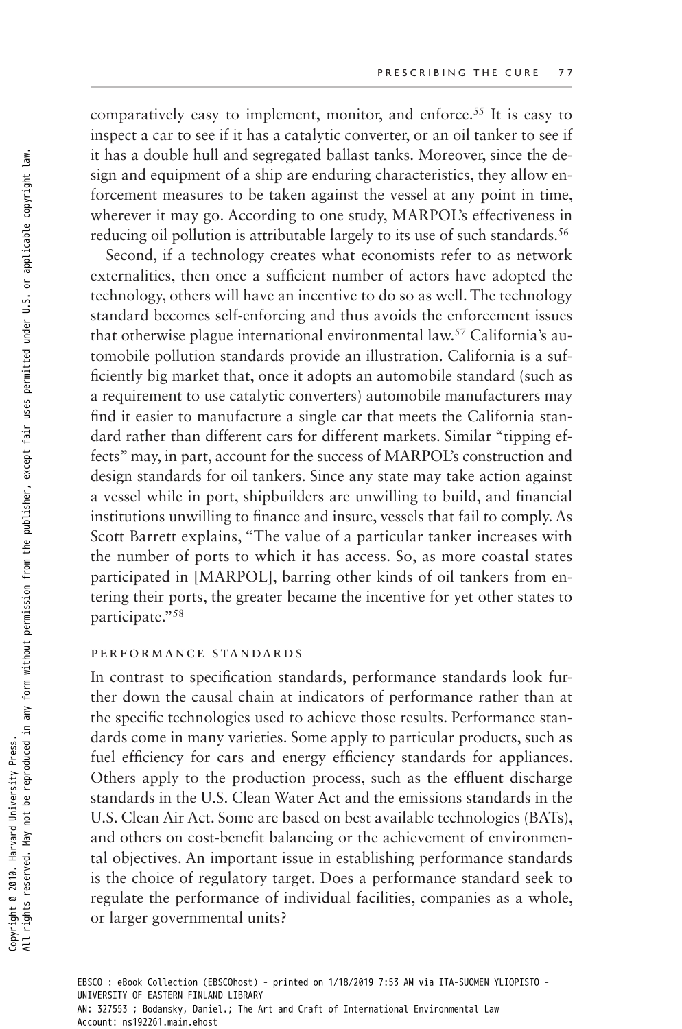comparatively easy to implement, monitor, and enforce.[55] It is easy to inspect a car to see if it has a catalytic converter, or an oil tanker to see if it has a double hull and segregated ballast tanks. Moreover, since the design and equipment of a ship are enduring characteristics, they allow enforcement measures to be taken against the vessel at any point in time, wherever it may go. According to one study, MARPOL's effectiveness in reducing oil pollution is attributable largely to its use of such standards.[56]

Second, if a technology creates what economists refer to as network externalities, then once a sufficient number of actors have adopted the technology, others will have an incentive to do so as well. The technology standard becomes self-enforcing and thus avoids the enforcement issues that otherwise plague international environmental law.[57] California's automobile pollution standards provide an illustration. California is a sufficiently big market that, once it adopts an automobile standard (such as a requirement to use catalytic converters) automobile manufacturers may find it easier to manufacture a single car that meets the California standard rather than different cars for different markets. Similar "tipping effects" may, in part, account for the success of MARPOL's construction and design standards for oil tankers. Since any state may take action against a vessel while in port, shipbuilders are unwilling to build, and financial institutions unwilling to finance and insure, vessels that fail to comply. As Scott Barrett explains, "The value of a particular tanker increases with the number of ports to which it has access. So, as more coastal states participated in [MARPOL], barring other kinds of oil tankers from entering their ports, the greater became the incentive for yet other states to participate."[58]

### PERFORMANCE STANDARDS

In contrast to specification standards, performance standards look further down the causal chain at indicators of performance rather than at the specific technologies used to achieve those results. Performance standards come in many varieties. Some apply to particular products, such as fuel efficiency for cars and energy efficiency standards for appliances. Others apply to the production process, such as the effluent discharge standards in the U.S. Clean Water Act and the emissions standards in the U.S. Clean Air Act. Some are based on best available technologies (BATs), and others on cost-benefit balancing or the achievement of environmental objectives. An important issue in establishing performance standards is the choice of regulatory target. Does a performance standard seek to regulate the performance of individual facilities, companies as a whole, or larger governmental units?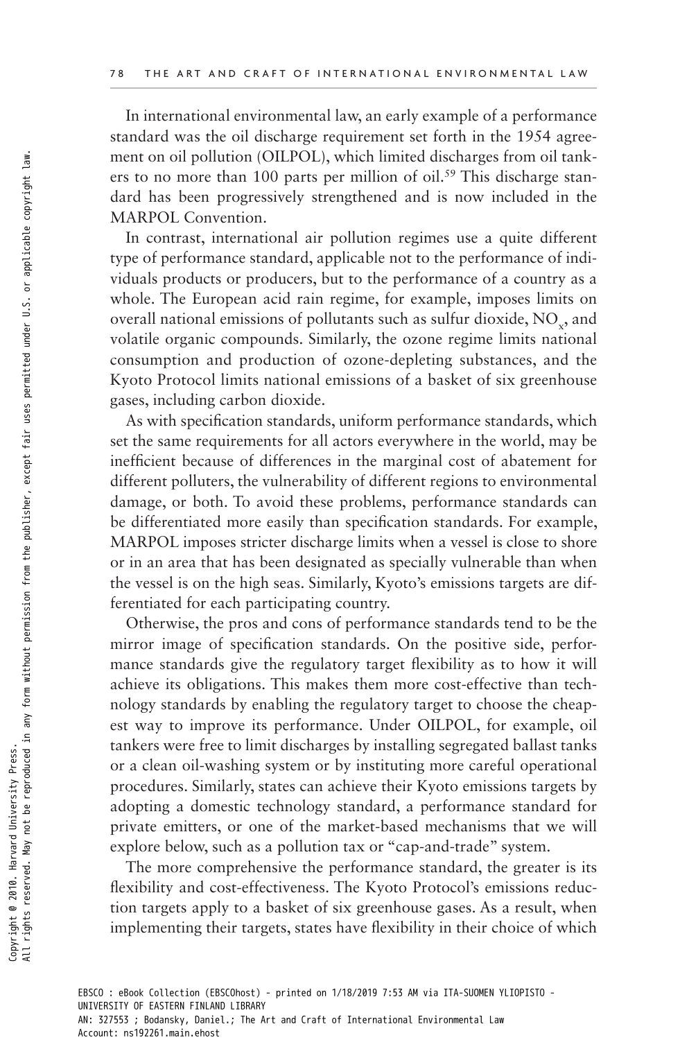In international environmental law, an early example of a performance standard was the oil discharge requirement set forth in the 1954 agreement on oil pollution (OILPOL), which limited discharges from oil tankers to no more than 100 parts per million of oil.[59] This discharge standard has been progressively strengthened and is now included in the MARPOL Convention.

In contrast, international air pollution regimes use a quite different type of performance standard, applicable not to the performance of individuals products or producers, but to the performance of a country as a whole. The European acid rain regime, for example, imposes limits on overall national emissions of pollutants such as sulfur dioxide, $NO_x$, and volatile organic compounds. Similarly, the ozone regime limits national consumption and production of ozone-depleting substances, and the Kyoto Protocol limits national emissions of a basket of six greenhouse gases, including carbon dioxide.

As with specification standards, uniform performance standards, which set the same requirements for all actors everywhere in the world, may be inefficient because of differences in the marginal cost of abatement for different polluters, the vulnerability of different regions to environmental damage, or both. To avoid these problems, performance standards can be differentiated more easily than specification standards. For example, MARPOL imposes stricter discharge limits when a vessel is close to shore or in an area that has been designated as specially vulnerable than when the vessel is on the high seas. Similarly, Kyoto's emissions targets are differentiated for each participating country.

Otherwise, the pros and cons of performance standards tend to be the mirror image of specification standards. On the positive side, performance standards give the regulatory target flexibility as to how it will achieve its obligations. This makes them more cost-effective than technology standards by enabling the regulatory target to choose the cheapest way to improve its performance. Under OILPOL, for example, oil tankers were free to limit discharges by installing segregated ballast tanks or a clean oil-washing system or by instituting more careful operational procedures. Similarly, states can achieve their Kyoto emissions targets by adopting a domestic technology standard, a performance standard for private emitters, or one of the market-based mechanisms that we will explore below, such as a pollution tax or "cap-and-trade" system.

The more comprehensive the performance standard, the greater is its flexibility and cost-effectiveness. The Kyoto Protocol's emissions reduction targets apply to a basket of six greenhouse gases. As a result, when implementing their targets, states have flexibility in their choice of which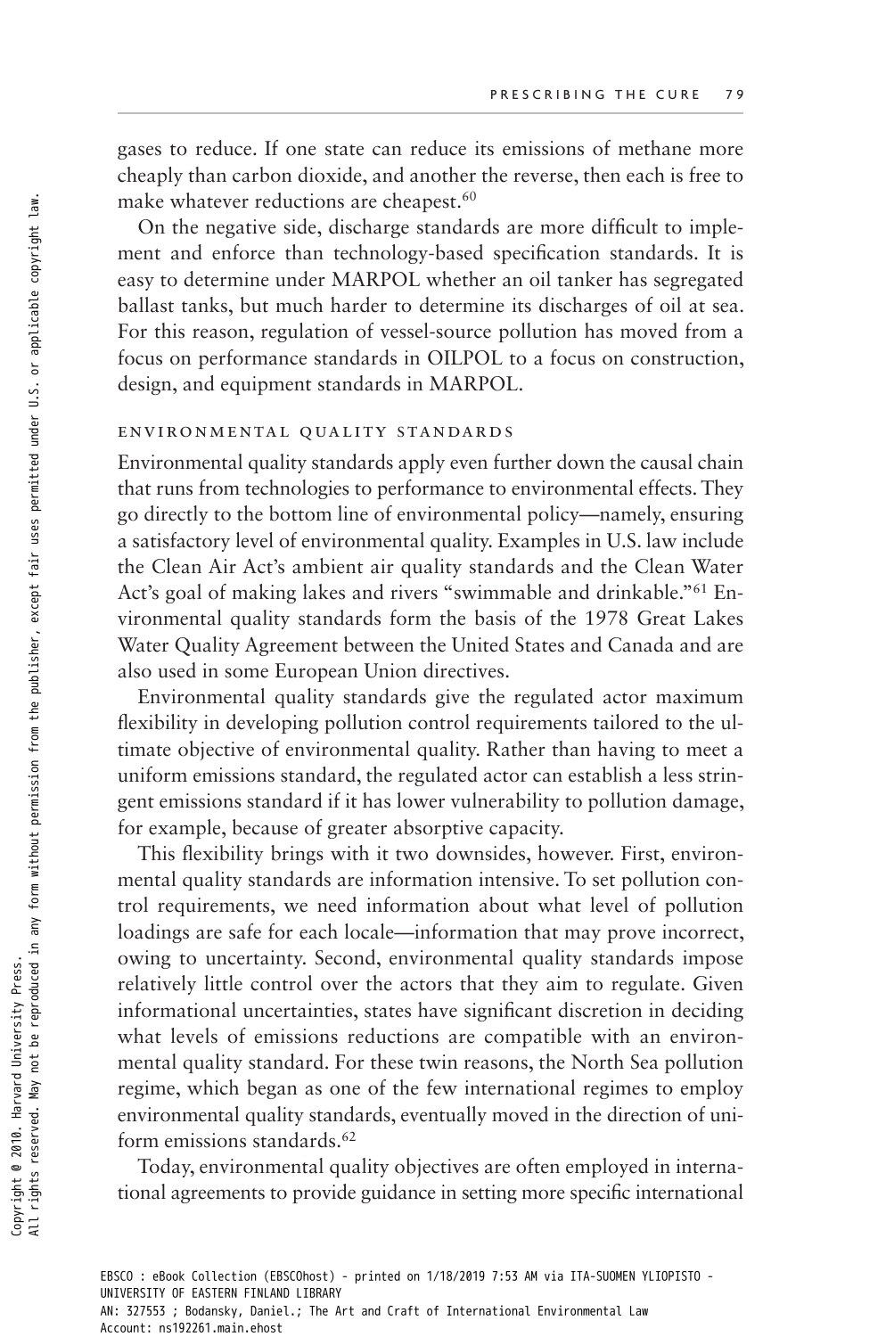gases to reduce. If one state can reduce its emissions of methane more cheaply than carbon dioxide, and another the reverse, then each is free to make whatever reductions are cheapest.[60]

On the negative side, discharge standards are more difficult to implement and enforce than technology-based specification standards. It is easy to determine under MARPOL whether an oil tanker has segregated ballast tanks, but much harder to determine its discharges of oil at sea. For this reason, regulation of vessel-source pollution has moved from a focus on performance standards in OILPOL to a focus on construction, design, and equipment standards in MARPOL.

### ENVIRONMENTAL QUALITY STANDARDS

Environmental quality standards apply even further down the causal chain that runs from technologies to performance to environmental effects. They go directly to the bottom line of environmental policy—namely, ensuring a satisfactory level of environmental quality. Examples in U.S. law include the Clean Air Act's ambient air quality standards and the Clean Water Act's goal of making lakes and rivers "swimmable and drinkable."[61] Environmental quality standards form the basis of the 1978 Great Lakes Water Quality Agreement between the United States and Canada and are also used in some European Union directives.

Environmental quality standards give the regulated actor maximum flexibility in developing pollution control requirements tailored to the ultimate objective of environmental quality. Rather than having to meet a uniform emissions standard, the regulated actor can establish a less stringent emissions standard if it has lower vulnerability to pollution damage, for example, because of greater absorptive capacity.

This flexibility brings with it two downsides, however. First, environmental quality standards are information intensive. To set pollution control requirements, we need information about what level of pollution loadings are safe for each locale—information that may prove incorrect, owing to uncertainty. Second, environmental quality standards impose relatively little control over the actors that they aim to regulate. Given informational uncertainties, states have significant discretion in deciding what levels of emissions reductions are compatible with an environmental quality standard. For these twin reasons, the North Sea pollution regime, which began as one of the few international regimes to employ environmental quality standards, eventually moved in the direction of uniform emissions standards.[62]

Today, environmental quality objectives are often employed in international agreements to provide guidance in setting more specific international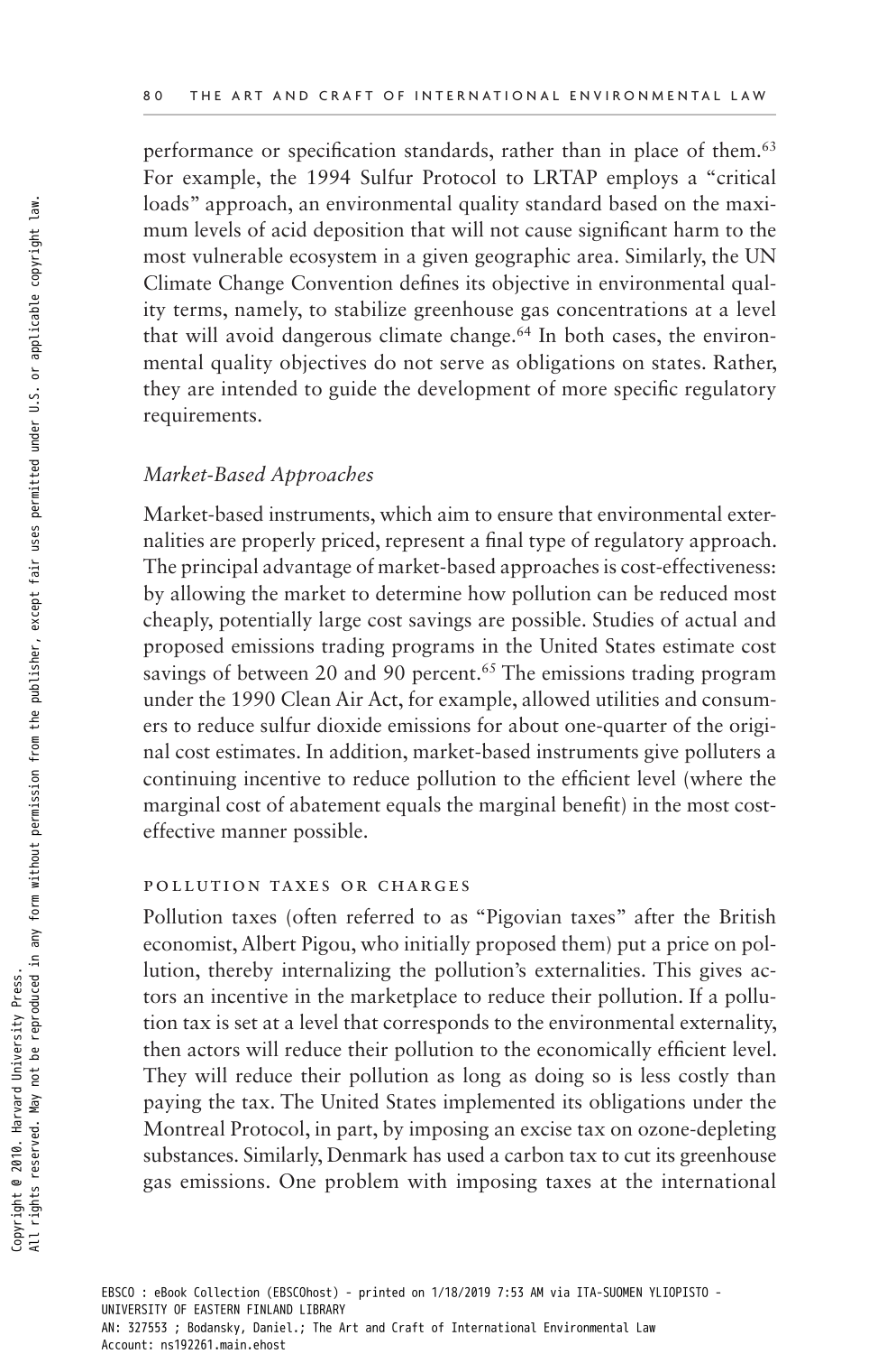performance or specification standards, rather than in place of them.[63] For example, the 1994 Sulfur Protocol to LRTAP employs a "critical loads" approach, an environmental quality standard based on the maximum levels of acid deposition that will not cause significant harm to the most vulnerable ecosystem in a given geographic area. Similarly, the UN Climate Change Convention defines its objective in environmental quality terms, namely, to stabilize greenhouse gas concentrations at a level that will avoid dangerous climate change.[64] In both cases, the environmental quality objectives do not serve as obligations on states. Rather, they are intended to guide the development of more specific regulatory requirements.

### *Market-Based Approaches*

Market-based instruments, which aim to ensure that environmental externalities are properly priced, represent a final type of regulatory approach. The principal advantage of market-based approaches is cost-effectiveness: by allowing the market to determine how pollution can be reduced most cheaply, potentially large cost savings are possible. Studies of actual and proposed emissions trading programs in the United States estimate cost savings of between 20 and 90 percent.[65] The emissions trading program under the 1990 Clean Air Act, for example, allowed utilities and consumers to reduce sulfur dioxide emissions for about one-quarter of the original cost estimates. In addition, market-based instruments give polluters a continuing incentive to reduce pollution to the efficient level (where the marginal cost of abatement equals the marginal benefit) in the most cost-effective manner possible.

#### POLLUTION TAXES OR CHARGES

Pollution taxes (often referred to as "Pigovian taxes" after the British economist, Albert Pigou, who initially proposed them) put a price on pollution, thereby internalizing the pollution's externalities. This gives actors an incentive in the marketplace to reduce their pollution. If a pollution tax is set at a level that corresponds to the environmental externality, then actors will reduce their pollution to the economically efficient level. They will reduce their pollution as long as doing so is less costly than paying the tax. The United States implemented its obligations under the Montreal Protocol, in part, by imposing an excise tax on ozone-depleting substances. Similarly, Denmark has used a carbon tax to cut its greenhouse gas emissions. One problem with imposing taxes at the international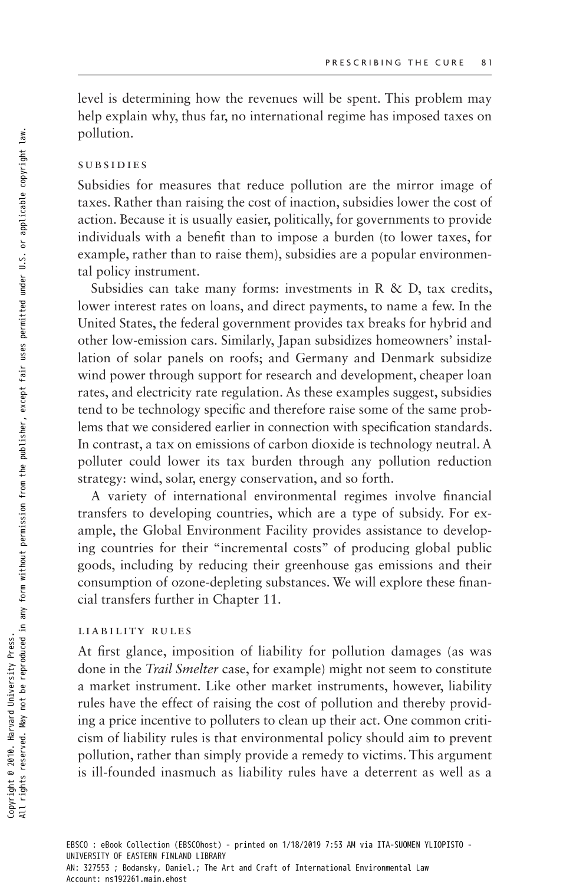level is determining how the revenues will be spent. This problem may help explain why, thus far, no international regime has imposed taxes on pollution.

### SUBSIDIES

Subsidies for measures that reduce pollution are the mirror image of taxes. Rather than raising the cost of inaction, subsidies lower the cost of action. Because it is usually easier, politically, for governments to provide individuals with a benefit than to impose a burden (to lower taxes, for example, rather than to raise them), subsidies are a popular environmental policy instrument.

Subsidies can take many forms: investments in R & D, tax credits, lower interest rates on loans, and direct payments, to name a few. In the United States, the federal government provides tax breaks for hybrid and other low-emission cars. Similarly, Japan subsidizes homeowners' installation of solar panels on roofs; and Germany and Denmark subsidize wind power through support for research and development, cheaper loan rates, and electricity rate regulation. As these examples suggest, subsidies tend to be technology specific and therefore raise some of the same problems that we considered earlier in connection with specification standards. In contrast, a tax on emissions of carbon dioxide is technology neutral. A polluter could lower its tax burden through any pollution reduction strategy: wind, solar, energy conservation, and so forth.

A variety of international environmental regimes involve financial transfers to developing countries, which are a type of subsidy. For example, the Global Environment Facility provides assistance to developing countries for their "incremental costs" of producing global public goods, including by reducing their greenhouse gas emissions and their consumption of ozone-depleting substances. We will explore these financial transfers further in Chapter 11.

### LIABILITY RULES

At first glance, imposition of liability for pollution damages (as was done in the *Trail Smelter* case, for example) might not seem to constitute a market instrument. Like other market instruments, however, liability rules have the effect of raising the cost of pollution and thereby providing a price incentive to polluters to clean up their act. One common criticism of liability rules is that environmental policy should aim to prevent pollution, rather than simply provide a remedy to victims. This argument is ill-founded inasmuch as liability rules have a deterrent as well as a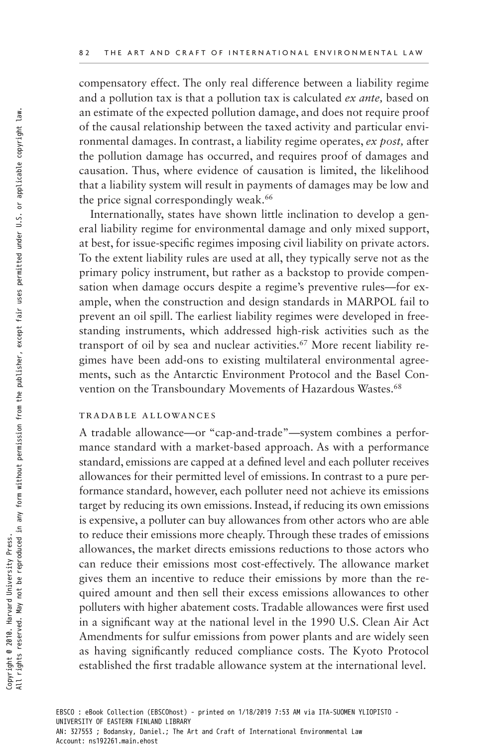compensatory effect. The only real difference between a liability regime and a pollution tax is that a pollution tax is calculated *ex ante,* based on an estimate of the expected pollution damage, and does not require proof of the causal relationship between the taxed activity and particular environmental damages. In contrast, a liability regime operates, *ex post,* after the pollution damage has occurred, and requires proof of damages and causation. Thus, where evidence of causation is limited, the likelihood that a liability system will result in payments of damages may be low and the price signal correspondingly weak.[66]

Internationally, states have shown little inclination to develop a general liability regime for environmental damage and only mixed support, at best, for issue-specific regimes imposing civil liability on private actors. To the extent liability rules are used at all, they typically serve not as the primary policy instrument, but rather as a backstop to provide compensation when damage occurs despite a regime's preventive rules—for example, when the construction and design standards in MARPOL fail to prevent an oil spill. The earliest liability regimes were developed in freestanding instruments, which addressed high-risk activities such as the transport of oil by sea and nuclear activities.[67] More recent liability regimes have been add-ons to existing multilateral environmental agreements, such as the Antarctic Environment Protocol and the Basel Convention on the Transboundary Movements of Hazardous Wastes.[68]

### TRADABLE ALLOWANCES

A tradable allowance—or "cap-and-trade"—system combines a performance standard with a market-based approach. As with a performance standard, emissions are capped at a defined level and each polluter receives allowances for their permitted level of emissions. In contrast to a pure performance standard, however, each polluter need not achieve its emissions target by reducing its own emissions. Instead, if reducing its own emissions is expensive, a polluter can buy allowances from other actors who are able to reduce their emissions more cheaply. Through these trades of emissions allowances, the market directs emissions reductions to those actors who can reduce their emissions most cost-effectively. The allowance market gives them an incentive to reduce their emissions by more than the required amount and then sell their excess emissions allowances to other polluters with higher abatement costs. Tradable allowances were first used in a significant way at the national level in the 1990 U.S. Clean Air Act Amendments for sulfur emissions from power plants and are widely seen as having significantly reduced compliance costs. The Kyoto Protocol established the first tradable allowance system at the international level.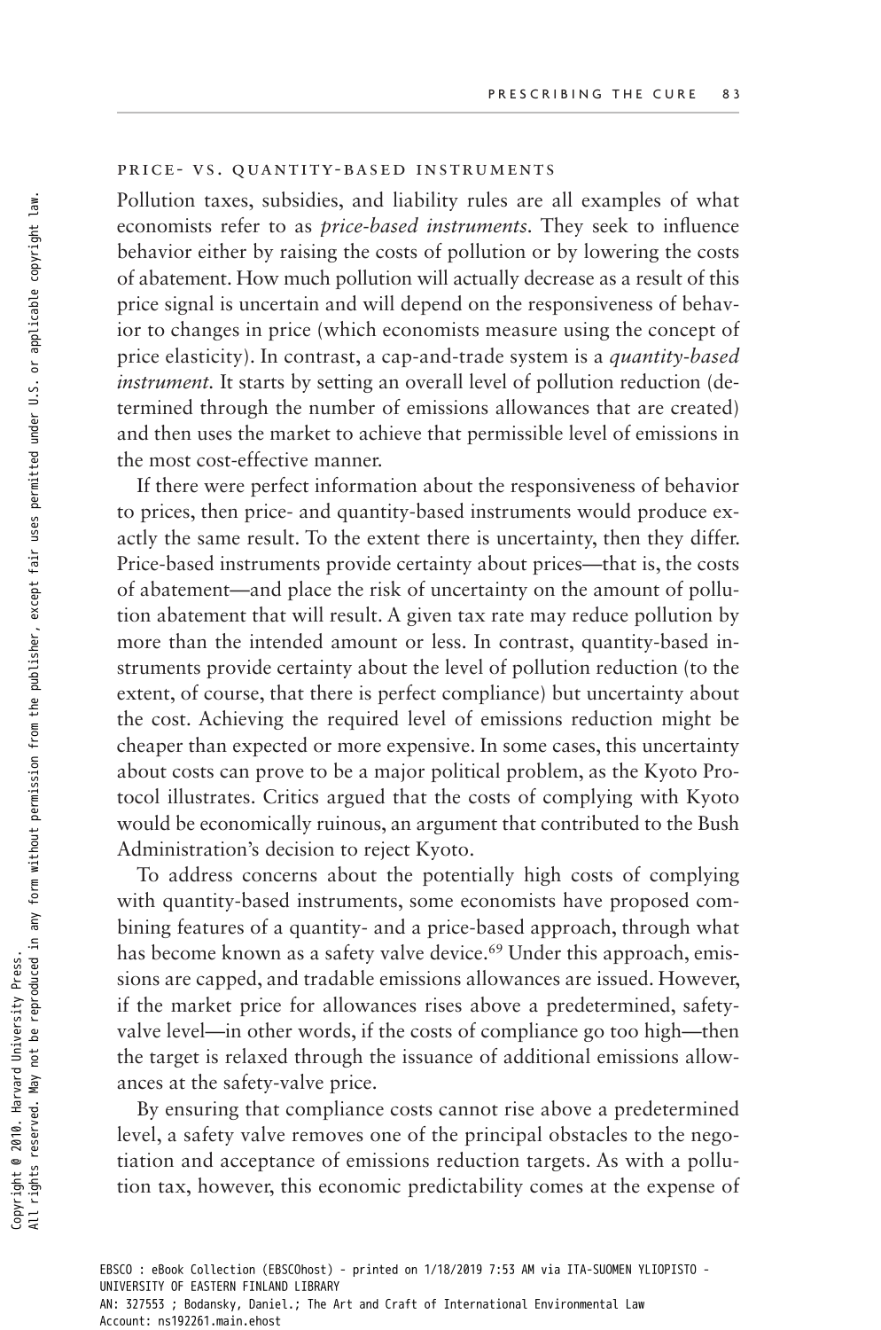### PRICE- VS. QUANTITY-BASED INSTRUMENTS

Pollution taxes, subsidies, and liability rules are all examples of what economists refer to as *price-based instruments.* They seek to influence behavior either by raising the costs of pollution or by lowering the costs of abatement. How much pollution will actually decrease as a result of this price signal is uncertain and will depend on the responsiveness of behavior to changes in price (which economists measure using the concept of price elasticity). In contrast, a cap-and-trade system is a *quantity-based instrument.* It starts by setting an overall level of pollution reduction (determined through the number of emissions allowances that are created) and then uses the market to achieve that permissible level of emissions in the most cost-effective manner.

If there were perfect information about the responsiveness of behavior to prices, then price- and quantity-based instruments would produce exactly the same result. To the extent there is uncertainty, then they differ. Price-based instruments provide certainty about prices—that is, the costs of abatement—and place the risk of uncertainty on the amount of pollution abatement that will result. A given tax rate may reduce pollution by more than the intended amount or less. In contrast, quantity-based instruments provide certainty about the level of pollution reduction (to the extent, of course, that there is perfect compliance) but uncertainty about the cost. Achieving the required level of emissions reduction might be cheaper than expected or more expensive. In some cases, this uncertainty about costs can prove to be a major political problem, as the Kyoto Protocol illustrates. Critics argued that the costs of complying with Kyoto would be economically ruinous, an argument that contributed to the Bush Administration's decision to reject Kyoto.

To address concerns about the potentially high costs of complying with quantity-based instruments, some economists have proposed combining features of a quantity- and a price-based approach, through what has become known as a safety valve device.[69] Under this approach, emissions are capped, and tradable emissions allowances are issued. However, if the market price for allowances rises above a predetermined, safety-valve level—in other words, if the costs of compliance go too high—then the target is relaxed through the issuance of additional emissions allowances at the safety-valve price.

By ensuring that compliance costs cannot rise above a predetermined level, a safety valve removes one of the principal obstacles to the negotiation and acceptance of emissions reduction targets. As with a pollution tax, however, this economic predictability comes at the expense of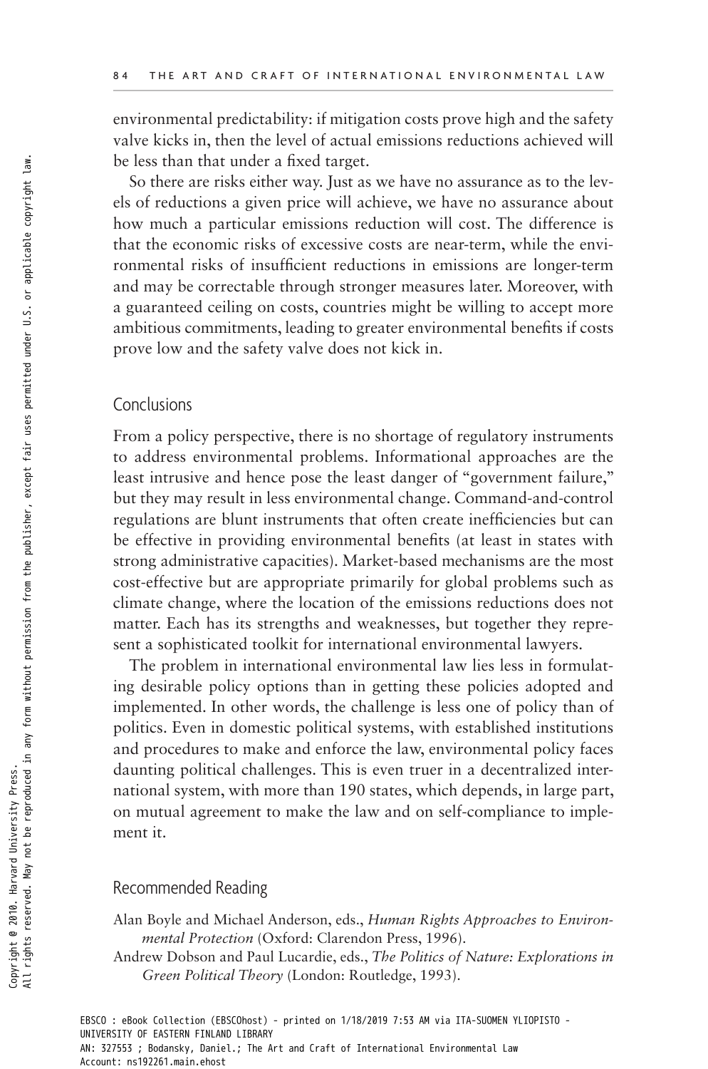environmental predictability: if mitigation costs prove high and the safety valve kicks in, then the level of actual emissions reductions achieved will be less than that under a fixed target.

So there are risks either way. Just as we have no assurance as to the levels of reductions a given price will achieve, we have no assurance about how much a particular emissions reduction will cost. The difference is that the economic risks of excessive costs are near-term, while the environmental risks of insufficient reductions in emissions are longer-term and may be correctable through stronger measures later. Moreover, with a guaranteed ceiling on costs, countries might be willing to accept more ambitious commitments, leading to greater environmental benefits if costs prove low and the safety valve does not kick in.

## Conclusions

From a policy perspective, there is no shortage of regulatory instruments to address environmental problems. Informational approaches are the least intrusive and hence pose the least danger of "government failure," but they may result in less environmental change. Command-and-control regulations are blunt instruments that often create inefficiencies but can be effective in providing environmental benefits (at least in states with strong administrative capacities). Market-based mechanisms are the most cost-effective but are appropriate primarily for global problems such as climate change, where the location of the emissions reductions does not matter. Each has its strengths and weaknesses, but together they represent a sophisticated toolkit for international environmental lawyers.

The problem in international environmental law lies less in formulating desirable policy options than in getting these policies adopted and implemented. In other words, the challenge is less one of policy than of politics. Even in domestic political systems, with established institutions and procedures to make and enforce the law, environmental policy faces daunting political challenges. This is even truer in a decentralized international system, with more than 190 states, which depends, in large part, on mutual agreement to make the law and on self-compliance to implement it.

## Recommended Reading

Alan Boyle and Michael Anderson, eds., *Human Rights Approaches to Environmental Protection* (Oxford: Clarendon Press, 1996).

Andrew Dobson and Paul Lucardie, eds., *The Politics of Nature: Explorations in Green Political Theory* (London: Routledge, 1993).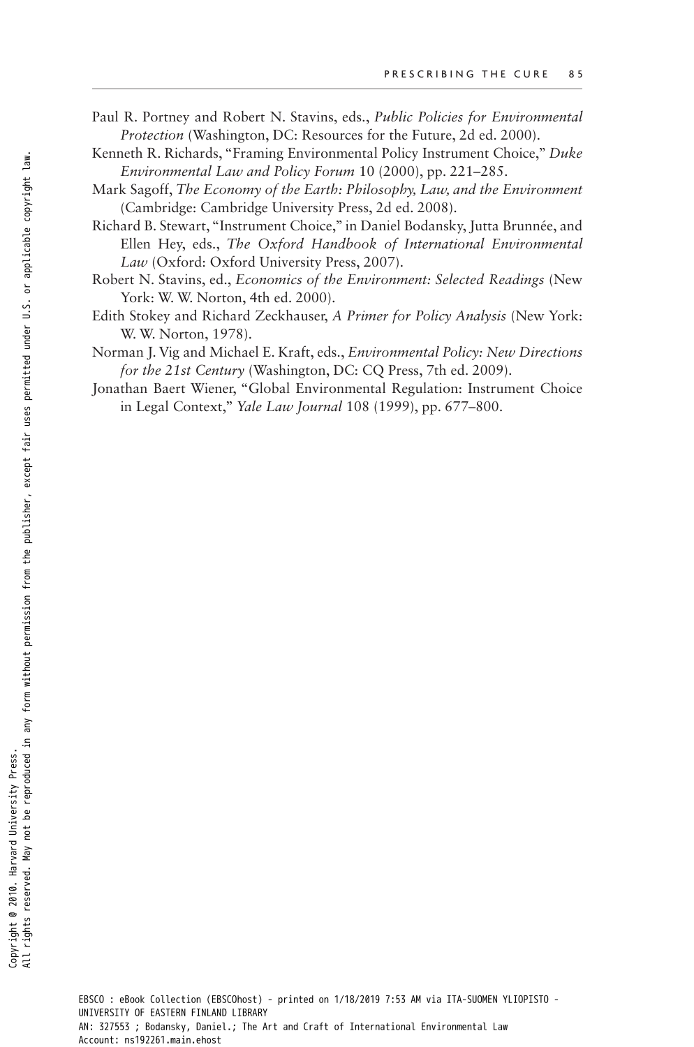Paul R. Portney and Robert N. Stavins, eds., *Public Policies for Environmental Protection* (Washington, DC: Resources for the Future, 2d ed. 2000).

Kenneth R. Richards, "Framing Environmental Policy Instrument Choice," *Duke Environmental Law and Policy Forum* 10 (2000), pp. 221–285.

Mark Sagoff, *The Economy of the Earth: Philosophy, Law, and the Environment* (Cambridge: Cambridge University Press, 2d ed. 2008).

Richard B. Stewart, "Instrument Choice," in Daniel Bodansky, Jutta Brunnée, and Ellen Hey, eds., *The Oxford Handbook of International Environmental Law* (Oxford: Oxford University Press, 2007).

Robert N. Stavins, ed., *Economics of the Environment: Selected Readings* (New York: W. W. Norton, 4th ed. 2000).

Edith Stokey and Richard Zeckhauser, *A Primer for Policy Analysis* (New York: W. W. Norton, 1978).

Norman J. Vig and Michael E. Kraft, eds., *Environmental Policy: New Directions for the 21st Century* (Washington, DC: CQ Press, 7th ed. 2009).

Jonathan Baert Wiener, "Global Environmental Regulation: Instrument Choice in Legal Context," *Yale Law Journal* 108 (1999), pp. 677–800.